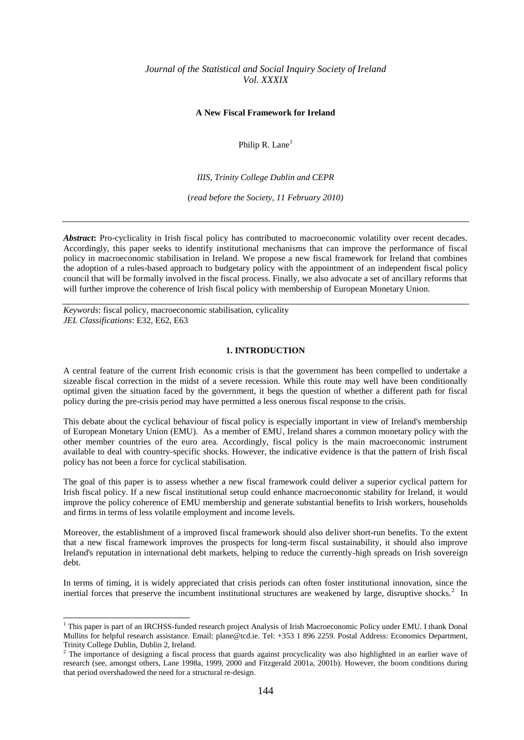*Journal of the Statistical and Social Inquiry Society of Ireland*
*Vol. XXXIX*

# A New Fiscal Framework for Ireland

Philip R. Lane[1]

*IIIS, Trinity College Dublin and CEPR*

(*read before the Society, 11 February 2010)*

---

***Abstract*:** Pro-cyclicality in Irish fiscal policy has contributed to macroeconomic volatility over recent decades. Accordingly, this paper seeks to identify institutional mechanisms that can improve the performance of fiscal policy in macroeconomic stabilisation in Ireland. We propose a new fiscal framework for Ireland that combines the adoption of a rules-based approach to budgetary policy with the appointment of an independent fiscal policy council that will be formally involved in the fiscal process. Finally, we also advocate a set of ancillary reforms that will further improve the coherence of Irish fiscal policy with membership of European Monetary Union.

---

*Keywords*: fiscal policy, macroeconomic stabilisation, cylicality
*JEL Classifications*: E32, E62, E63

## 1. INTRODUCTION

A central feature of the current Irish economic crisis is that the government has been compelled to undertake a sizeable fiscal correction in the midst of a severe recession. While this route may well have been conditionally optimal given the situation faced by the government, it begs the question of whether a different path for fiscal policy during the pre-crisis period may have permitted a less onerous fiscal response to the crisis.

This debate about the cyclical behaviour of fiscal policy is especially important in view of Ireland's membership of European Monetary Union (EMU). As a member of EMU, Ireland shares a common monetary policy with the other member countries of the euro area. Accordingly, fiscal policy is the main macroeconomic instrument available to deal with country-specific shocks. However, the indicative evidence is that the pattern of Irish fiscal policy has not been a force for cyclical stabilisation.

The goal of this paper is to assess whether a new fiscal framework could deliver a superior cyclical pattern for Irish fiscal policy. If a new fiscal institutional setup could enhance macroeconomic stability for Ireland, it would improve the policy coherence of EMU membership and generate substantial benefits to Irish workers, households and firms in terms of less volatile employment and income levels.

Moreover, the establishment of a improved fiscal framework should also deliver short-run benefits. To the extent that a new fiscal framework improves the prospects for long-term fiscal sustainability, it should also improve Ireland's reputation in international debt markets, helping to reduce the currently-high spreads on Irish sovereign debt.

In terms of timing, it is widely appreciated that crisis periods can often foster institutional innovation, since the inertial forces that preserve the incumbent institutional structures are weakened by large, disruptive shocks.[2] In

---

[1] This paper is part of an IRCHSS-funded research project Analysis of Irish Macroeconomic Policy under EMU. I thank Donal Mullins for helpful research assistance. Email: plane@tcd.ie. Tel: +353 1 896 2259. Postal Address: Economics Department, Trinity College Dublin, Dublin 2, Ireland.

[2] The importance of designing a fiscal process that guards against procyclicality was also highlighted in an earlier wave of research (see, amongst others, Lane 1998a, 1999, 2000 and Fitzgerald 2001a, 2001b). However, the boom conditions during that period overshadowed the need for a structural re-design.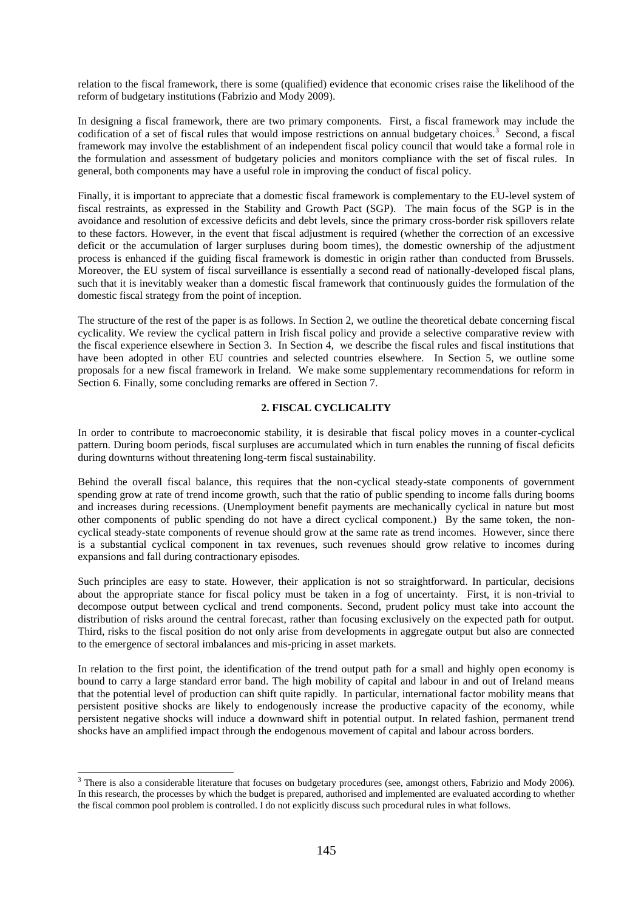relation to the fiscal framework, there is some (qualified) evidence that economic crises raise the likelihood of the reform of budgetary institutions (Fabrizio and Mody 2009).

In designing a fiscal framework, there are two primary components. First, a fiscal framework may include the codification of a set of fiscal rules that would impose restrictions on annual budgetary choices.[3] Second, a fiscal framework may involve the establishment of an independent fiscal policy council that would take a formal role in the formulation and assessment of budgetary policies and monitors compliance with the set of fiscal rules. In general, both components may have a useful role in improving the conduct of fiscal policy.

Finally, it is important to appreciate that a domestic fiscal framework is complementary to the EU-level system of fiscal restraints, as expressed in the Stability and Growth Pact (SGP). The main focus of the SGP is in the avoidance and resolution of excessive deficits and debt levels, since the primary cross-border risk spillovers relate to these factors. However, in the event that fiscal adjustment is required (whether the correction of an excessive deficit or the accumulation of larger surpluses during boom times), the domestic ownership of the adjustment process is enhanced if the guiding fiscal framework is domestic in origin rather than conducted from Brussels. Moreover, the EU system of fiscal surveillance is essentially a second read of nationally-developed fiscal plans, such that it is inevitably weaker than a domestic fiscal framework that continuously guides the formulation of the domestic fiscal strategy from the point of inception.

The structure of the rest of the paper is as follows. In Section 2, we outline the theoretical debate concerning fiscal cyclicality. We review the cyclical pattern in Irish fiscal policy and provide a selective comparative review with the fiscal experience elsewhere in Section 3. In Section 4, we describe the fiscal rules and fiscal institutions that have been adopted in other EU countries and selected countries elsewhere. In Section 5, we outline some proposals for a new fiscal framework in Ireland. We make some supplementary recommendations for reform in Section 6. Finally, some concluding remarks are offered in Section 7.

## 2. FISCAL CYCLICALITY

In order to contribute to macroeconomic stability, it is desirable that fiscal policy moves in a counter-cyclical pattern. During boom periods, fiscal surpluses are accumulated which in turn enables the running of fiscal deficits during downturns without threatening long-term fiscal sustainability.

Behind the overall fiscal balance, this requires that the non-cyclical steady-state components of government spending grow at rate of trend income growth, such that the ratio of public spending to income falls during booms and increases during recessions. (Unemployment benefit payments are mechanically cyclical in nature but most other components of public spending do not have a direct cyclical component.) By the same token, the non-cyclical steady-state components of revenue should grow at the same rate as trend incomes. However, since there is a substantial cyclical component in tax revenues, such revenues should grow relative to incomes during expansions and fall during contractionary episodes.

Such principles are easy to state. However, their application is not so straightforward. In particular, decisions about the appropriate stance for fiscal policy must be taken in a fog of uncertainty. First, it is non-trivial to decompose output between cyclical and trend components. Second, prudent policy must take into account the distribution of risks around the central forecast, rather than focusing exclusively on the expected path for output. Third, risks to the fiscal position do not only arise from developments in aggregate output but also are connected to the emergence of sectoral imbalances and mis-pricing in asset markets.

In relation to the first point, the identification of the trend output path for a small and highly open economy is bound to carry a large standard error band. The high mobility of capital and labour in and out of Ireland means that the potential level of production can shift quite rapidly. In particular, international factor mobility means that persistent positive shocks are likely to endogenously increase the productive capacity of the economy, while persistent negative shocks will induce a downward shift in potential output. In related fashion, permanent trend shocks have an amplified impact through the endogenous movement of capital and labour across borders.

[3] There is also a considerable literature that focuses on budgetary procedures (see, amongst others, Fabrizio and Mody 2006). In this research, the processes by which the budget is prepared, authorised and implemented are evaluated according to whether the fiscal common pool problem is controlled. I do not explicitly discuss such procedural rules in what follows.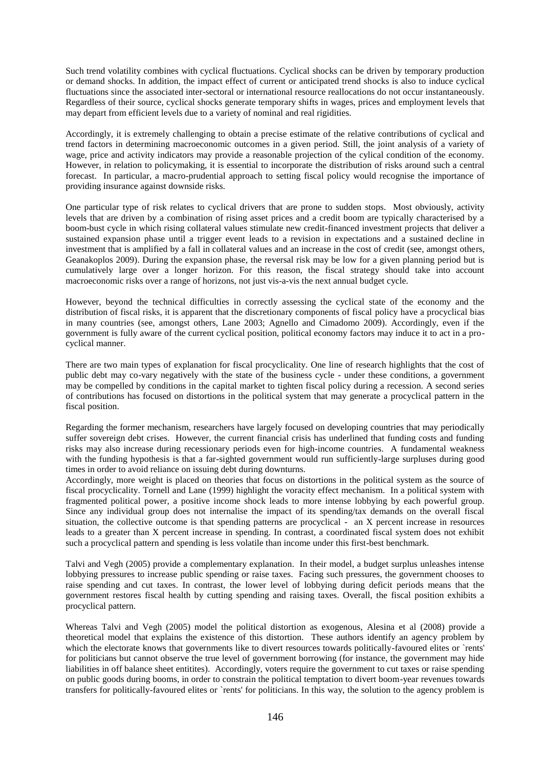Such trend volatility combines with cyclical fluctuations. Cyclical shocks can be driven by temporary production or demand shocks. In addition, the impact effect of current or anticipated trend shocks is also to induce cyclical fluctuations since the associated inter-sectoral or international resource reallocations do not occur instantaneously. Regardless of their source, cyclical shocks generate temporary shifts in wages, prices and employment levels that may depart from efficient levels due to a variety of nominal and real rigidities.

Accordingly, it is extremely challenging to obtain a precise estimate of the relative contributions of cyclical and trend factors in determining macroeconomic outcomes in a given period. Still, the joint analysis of a variety of wage, price and activity indicators may provide a reasonable projection of the cylical condition of the economy. However, in relation to policymaking, it is essential to incorporate the distribution of risks around such a central forecast. In particular, a macro-prudential approach to setting fiscal policy would recognise the importance of providing insurance against downside risks.

One particular type of risk relates to cyclical drivers that are prone to sudden stops. Most obviously, activity levels that are driven by a combination of rising asset prices and a credit boom are typically characterised by a boom-bust cycle in which rising collateral values stimulate new credit-financed investment projects that deliver a sustained expansion phase until a trigger event leads to a revision in expectations and a sustained decline in investment that is amplified by a fall in collateral values and an increase in the cost of credit (see, amongst others, Geanakoplos 2009). During the expansion phase, the reversal risk may be low for a given planning period but is cumulatively large over a longer horizon. For this reason, the fiscal strategy should take into account macroeconomic risks over a range of horizons, not just vis-a-vis the next annual budget cycle.

However, beyond the technical difficulties in correctly assessing the cyclical state of the economy and the distribution of fiscal risks, it is apparent that the discretionary components of fiscal policy have a procyclical bias in many countries (see, amongst others, Lane 2003; Agnello and Cimadomo 2009). Accordingly, even if the government is fully aware of the current cyclical position, political economy factors may induce it to act in a pro-cyclical manner.

There are two main types of explanation for fiscal procyclicality. One line of research highlights that the cost of public debt may co-vary negatively with the state of the business cycle - under these conditions, a government may be compelled by conditions in the capital market to tighten fiscal policy during a recession. A second series of contributions has focused on distortions in the political system that may generate a procyclical pattern in the fiscal position.

Regarding the former mechanism, researchers have largely focused on developing countries that may periodically suffer sovereign debt crises. However, the current financial crisis has underlined that funding costs and funding risks may also increase during recessionary periods even for high-income countries. A fundamental weakness with the funding hypothesis is that a far-sighted government would run sufficiently-large surpluses during good times in order to avoid reliance on issuing debt during downturns.

Accordingly, more weight is placed on theories that focus on distortions in the political system as the source of fiscal procyclicality. Tornell and Lane (1999) highlight the voracity effect mechanism. In a political system with fragmented political power, a positive income shock leads to more intense lobbying by each powerful group. Since any individual group does not internalise the impact of its spending/tax demands on the overall fiscal situation, the collective outcome is that spending patterns are procyclical - an X percent increase in resources leads to a greater than X percent increase in spending. In contrast, a coordinated fiscal system does not exhibit such a procyclical pattern and spending is less volatile than income under this first-best benchmark.

Talvi and Vegh (2005) provide a complementary explanation. In their model, a budget surplus unleashes intense lobbying pressures to increase public spending or raise taxes. Facing such pressures, the government chooses to raise spending and cut taxes. In contrast, the lower level of lobbying during deficit periods means that the government restores fiscal health by cutting spending and raising taxes. Overall, the fiscal position exhibits a procyclical pattern.

Whereas Talvi and Vegh (2005) model the political distortion as exogenous, Alesina et al (2008) provide a theoretical model that explains the existence of this distortion. These authors identify an agency problem by which the electorate knows that governments like to divert resources towards politically-favoured elites or `rents' for politicians but cannot observe the true level of government borrowing (for instance, the government may hide liabilities in off balance sheet entitites). Accordingly, voters require the government to cut taxes or raise spending on public goods during booms, in order to constrain the political temptation to divert boom-year revenues towards transfers for politically-favoured elites or `rents' for politicians. In this way, the solution to the agency problem is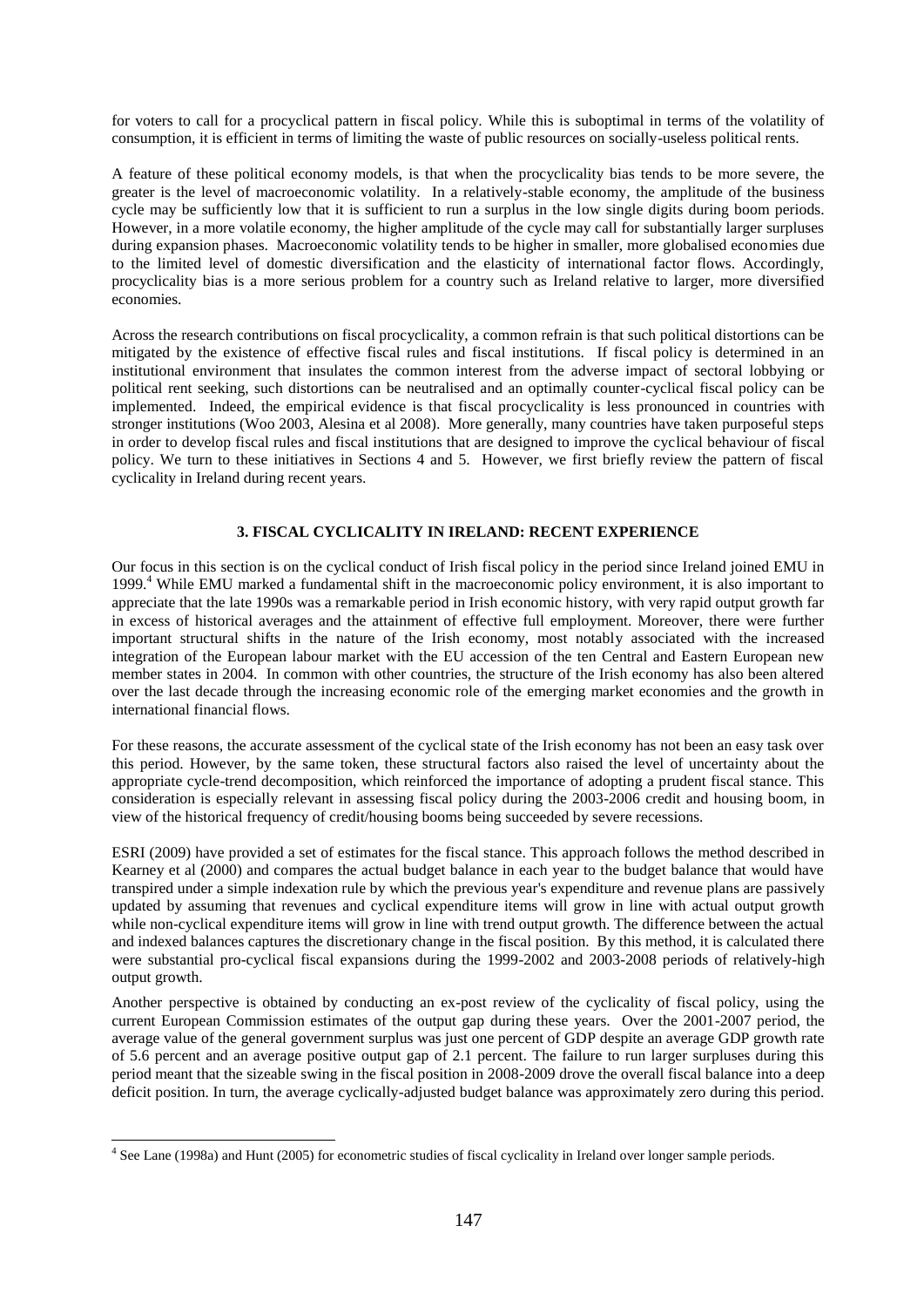for voters to call for a procyclical pattern in fiscal policy. While this is suboptimal in terms of the volatility of consumption, it is efficient in terms of limiting the waste of public resources on socially-useless political rents.

A feature of these political economy models, is that when the procyclicality bias tends to be more severe, the greater is the level of macroeconomic volatility. In a relatively-stable economy, the amplitude of the business cycle may be sufficiently low that it is sufficient to run a surplus in the low single digits during boom periods. However, in a more volatile economy, the higher amplitude of the cycle may call for substantially larger surpluses during expansion phases. Macroeconomic volatility tends to be higher in smaller, more globalised economies due to the limited level of domestic diversification and the elasticity of international factor flows. Accordingly, procyclicality bias is a more serious problem for a country such as Ireland relative to larger, more diversified economies.

Across the research contributions on fiscal procyclicality, a common refrain is that such political distortions can be mitigated by the existence of effective fiscal rules and fiscal institutions. If fiscal policy is determined in an institutional environment that insulates the common interest from the adverse impact of sectoral lobbying or political rent seeking, such distortions can be neutralised and an optimally counter-cyclical fiscal policy can be implemented. Indeed, the empirical evidence is that fiscal procyclicality is less pronounced in countries with stronger institutions (Woo 2003, Alesina et al 2008). More generally, many countries have taken purposeful steps in order to develop fiscal rules and fiscal institutions that are designed to improve the cyclical behaviour of fiscal policy. We turn to these initiatives in Sections 4 and 5. However, we first briefly review the pattern of fiscal cyclicality in Ireland during recent years.

## 3. FISCAL CYCLICALITY IN IRELAND: RECENT EXPERIENCE

Our focus in this section is on the cyclical conduct of Irish fiscal policy in the period since Ireland joined EMU in 1999.[4] While EMU marked a fundamental shift in the macroeconomic policy environment, it is also important to appreciate that the late 1990s was a remarkable period in Irish economic history, with very rapid output growth far in excess of historical averages and the attainment of effective full employment. Moreover, there were further important structural shifts in the nature of the Irish economy, most notably associated with the increased integration of the European labour market with the EU accession of the ten Central and Eastern European new member states in 2004. In common with other countries, the structure of the Irish economy has also been altered over the last decade through the increasing economic role of the emerging market economies and the growth in international financial flows.

For these reasons, the accurate assessment of the cyclical state of the Irish economy has not been an easy task over this period. However, by the same token, these structural factors also raised the level of uncertainty about the appropriate cycle-trend decomposition, which reinforced the importance of adopting a prudent fiscal stance. This consideration is especially relevant in assessing fiscal policy during the 2003-2006 credit and housing boom, in view of the historical frequency of credit/housing booms being succeeded by severe recessions.

ESRI (2009) have provided a set of estimates for the fiscal stance. This approach follows the method described in Kearney et al (2000) and compares the actual budget balance in each year to the budget balance that would have transpired under a simple indexation rule by which the previous year's expenditure and revenue plans are passively updated by assuming that revenues and cyclical expenditure items will grow in line with actual output growth while non-cyclical expenditure items will grow in line with trend output growth. The difference between the actual and indexed balances captures the discretionary change in the fiscal position. By this method, it is calculated there were substantial pro-cyclical fiscal expansions during the 1999-2002 and 2003-2008 periods of relatively-high output growth.

Another perspective is obtained by conducting an ex-post review of the cyclicality of fiscal policy, using the current European Commission estimates of the output gap during these years. Over the 2001-2007 period, the average value of the general government surplus was just one percent of GDP despite an average GDP growth rate of 5.6 percent and an average positive output gap of 2.1 percent. The failure to run larger surpluses during this period meant that the sizeable swing in the fiscal position in 2008-2009 drove the overall fiscal balance into a deep deficit position. In turn, the average cyclically-adjusted budget balance was approximately zero during this period.

[4] See Lane (1998a) and Hunt (2005) for econometric studies of fiscal cyclicality in Ireland over longer sample periods.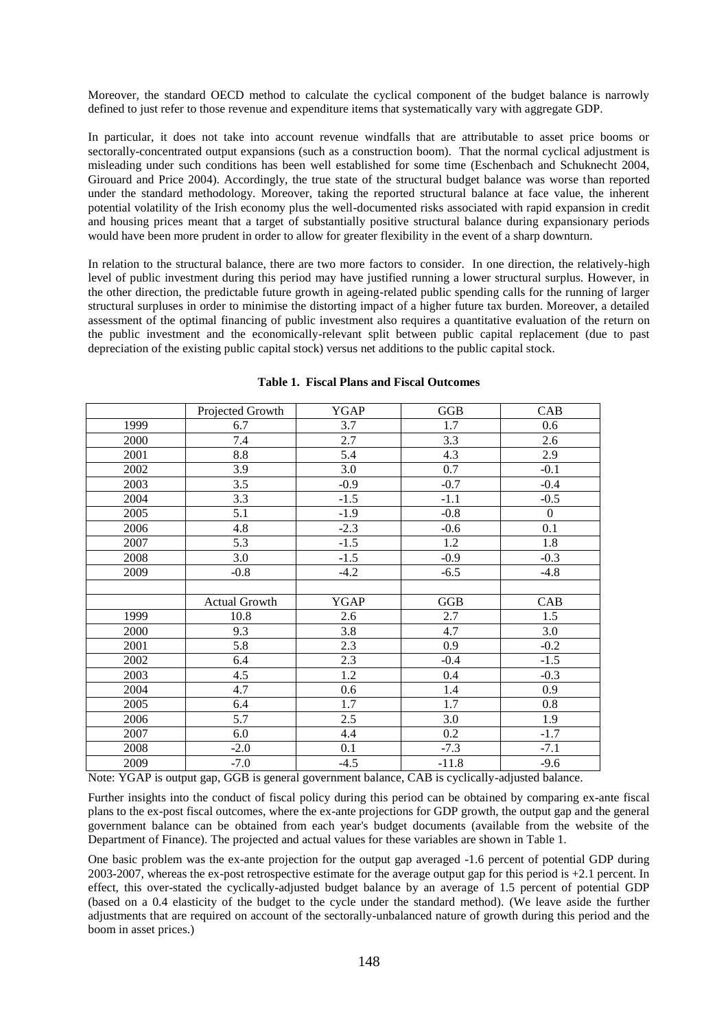Moreover, the standard OECD method to calculate the cyclical component of the budget balance is narrowly defined to just refer to those revenue and expenditure items that systematically vary with aggregate GDP.

In particular, it does not take into account revenue windfalls that are attributable to asset price booms or sectorally-concentrated output expansions (such as a construction boom). That the normal cyclical adjustment is misleading under such conditions has been well established for some time (Eschenbach and Schuknecht 2004, Girouard and Price 2004). Accordingly, the true state of the structural budget balance was worse than reported under the standard methodology. Moreover, taking the reported structural balance at face value, the inherent potential volatility of the Irish economy plus the well-documented risks associated with rapid expansion in credit and housing prices meant that a target of substantially positive structural balance during expansionary periods would have been more prudent in order to allow for greater flexibility in the event of a sharp downturn.

In relation to the structural balance, there are two more factors to consider. In one direction, the relatively-high level of public investment during this period may have justified running a lower structural surplus. However, in the other direction, the predictable future growth in ageing-related public spending calls for the running of larger structural surpluses in order to minimise the distorting impact of a higher future tax burden. Moreover, a detailed assessment of the optimal financing of public investment also requires a quantitative evaluation of the return on the public investment and the economically-relevant split between public capital replacement (due to past depreciation of the existing public capital stock) versus net additions to the public capital stock.

**Table 1. Fiscal Plans and Fiscal Outcomes**

| | Projected Growth | YGAP | GGB | CAB |
|---|---|---|---|---|
| 1999 | 6.7 | 3.7 | 1.7 | 0.6 |
| 2000 | 7.4 | 2.7 | 3.3 | 2.6 |
| 2001 | 8.8 | 5.4 | 4.3 | 2.9 |
| 2002 | 3.9 | 3.0 | 0.7 | -0.1 |
| 2003 | 3.5 | -0.9 | -0.7 | -0.4 |
| 2004 | 3.3 | -1.5 | -1.1 | -0.5 |
| 2005 | 5.1 | -1.9 | -0.8 | 0 |
| 2006 | 4.8 | -2.3 | -0.6 | 0.1 |
| 2007 | 5.3 | -1.5 | 1.2 | 1.8 |
| 2008 | 3.0 | -1.5 | -0.9 | -0.3 |
| 2009 | -0.8 | -4.2 | -6.5 | -4.8 |
| | | | | |
| | Actual Growth | YGAP | GGB | CAB |
| 1999 | 10.8 | 2.6 | 2.7 | 1.5 |
| 2000 | 9.3 | 3.8 | 4.7 | 3.0 |
| 2001 | 5.8 | 2.3 | 0.9 | -0.2 |
| 2002 | 6.4 | 2.3 | -0.4 | -1.5 |
| 2003 | 4.5 | 1.2 | 0.4 | -0.3 |
| 2004 | 4.7 | 0.6 | 1.4 | 0.9 |
| 2005 | 6.4 | 1.7 | 1.7 | 0.8 |
| 2006 | 5.7 | 2.5 | 3.0 | 1.9 |
| 2007 | 6.0 | 4.4 | 0.2 | -1.7 |
| 2008 | -2.0 | 0.1 | -7.3 | -7.1 |
| 2009 | -7.0 | -4.5 | -11.8 | -9.6 |

Note: YGAP is output gap, GGB is general government balance, CAB is cyclically-adjusted balance.

Further insights into the conduct of fiscal policy during this period can be obtained by comparing ex-ante fiscal plans to the ex-post fiscal outcomes, where the ex-ante projections for GDP growth, the output gap and the general government balance can be obtained from each year's budget documents (available from the website of the Department of Finance). The projected and actual values for these variables are shown in Table 1.

One basic problem was the ex-ante projection for the output gap averaged -1.6 percent of potential GDP during 2003-2007, whereas the ex-post retrospective estimate for the average output gap for this period is +2.1 percent. In effect, this over-stated the cyclically-adjusted budget balance by an average of 1.5 percent of potential GDP (based on a 0.4 elasticity of the budget to the cycle under the standard method). (We leave aside the further adjustments that are required on account of the sectorally-unbalanced nature of growth during this period and the boom in asset prices.)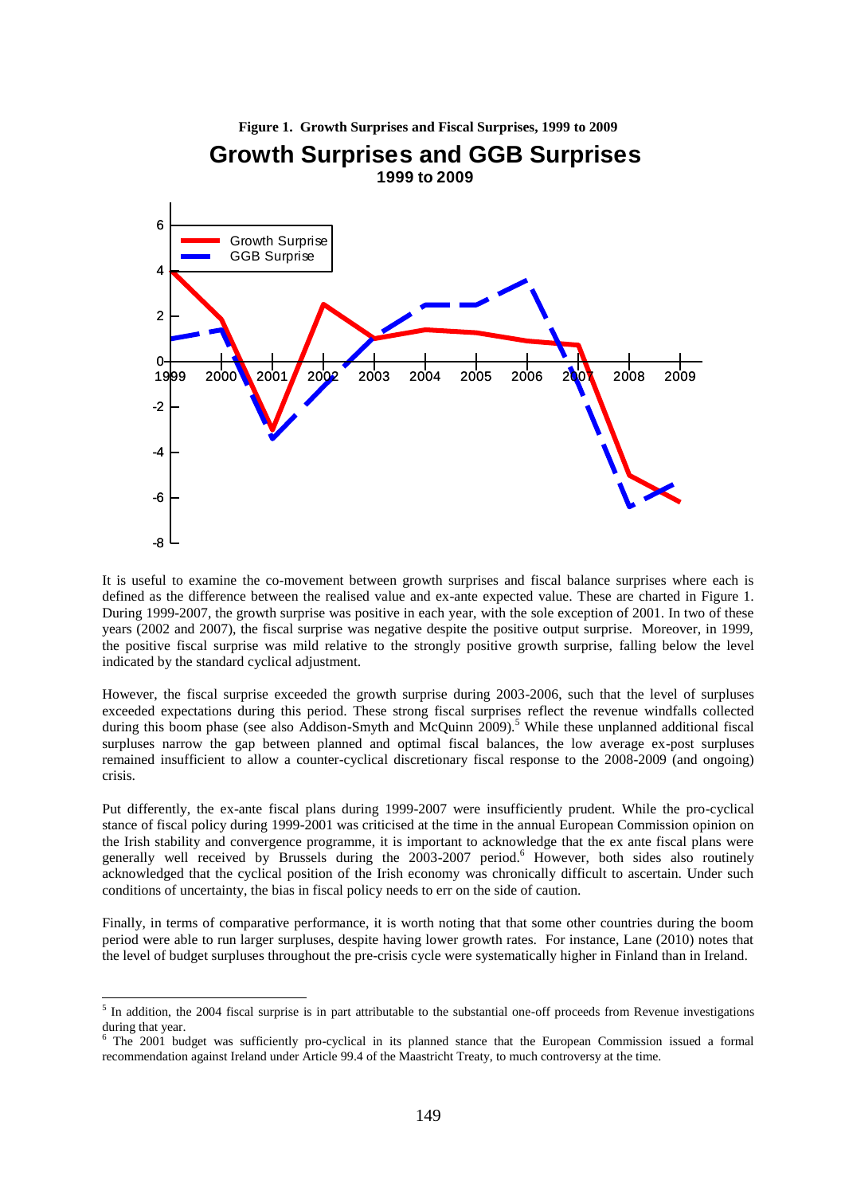**Figure 1. Growth Surprises and Fiscal Surprises, 1999 to 2009**

It is useful to examine the co-movement between growth surprises and fiscal balance surprises where each is defined as the difference between the realised value and ex-ante expected value. These are charted in Figure 1. During 1999-2007, the growth surprise was positive in each year, with the sole exception of 2001. In two of these years (2002 and 2007), the fiscal surprise was negative despite the positive output surprise. Moreover, in 1999, the positive fiscal surprise was mild relative to the strongly positive growth surprise, falling below the level indicated by the standard cyclical adjustment.

However, the fiscal surprise exceeded the growth surprise during 2003-2006, such that the level of surpluses exceeded expectations during this period. These strong fiscal surprises reflect the revenue windfalls collected during this boom phase (see also Addison-Smyth and McQuinn 2009).[5] While these unplanned additional fiscal surpluses narrow the gap between planned and optimal fiscal balances, the low average ex-post surpluses remained insufficient to allow a counter-cyclical discretionary fiscal response to the 2008-2009 (and ongoing) crisis.

Put differently, the ex-ante fiscal plans during 1999-2007 were insufficiently prudent. While the pro-cyclical stance of fiscal policy during 1999-2001 was criticised at the time in the annual European Commission opinion on the Irish stability and convergence programme, it is important to acknowledge that the ex ante fiscal plans were generally well received by Brussels during the 2003-2007 period.[6] However, both sides also routinely acknowledged that the cyclical position of the Irish economy was chronically difficult to ascertain. Under such conditions of uncertainty, the bias in fiscal policy needs to err on the side of caution.

Finally, in terms of comparative performance, it is worth noting that that some other countries during the boom period were able to run larger surpluses, despite having lower growth rates. For instance, Lane (2010) notes that the level of budget surpluses throughout the pre-crisis cycle were systematically higher in Finland than in Ireland.

---

[5] In addition, the 2004 fiscal surprise is in part attributable to the substantial one-off proceeds from Revenue investigations during that year.

[6] The 2001 budget was sufficiently pro-cyclical in its planned stance that the European Commission issued a formal recommendation against Ireland under Article 99.4 of the Maastricht Treaty, to much controversy at the time.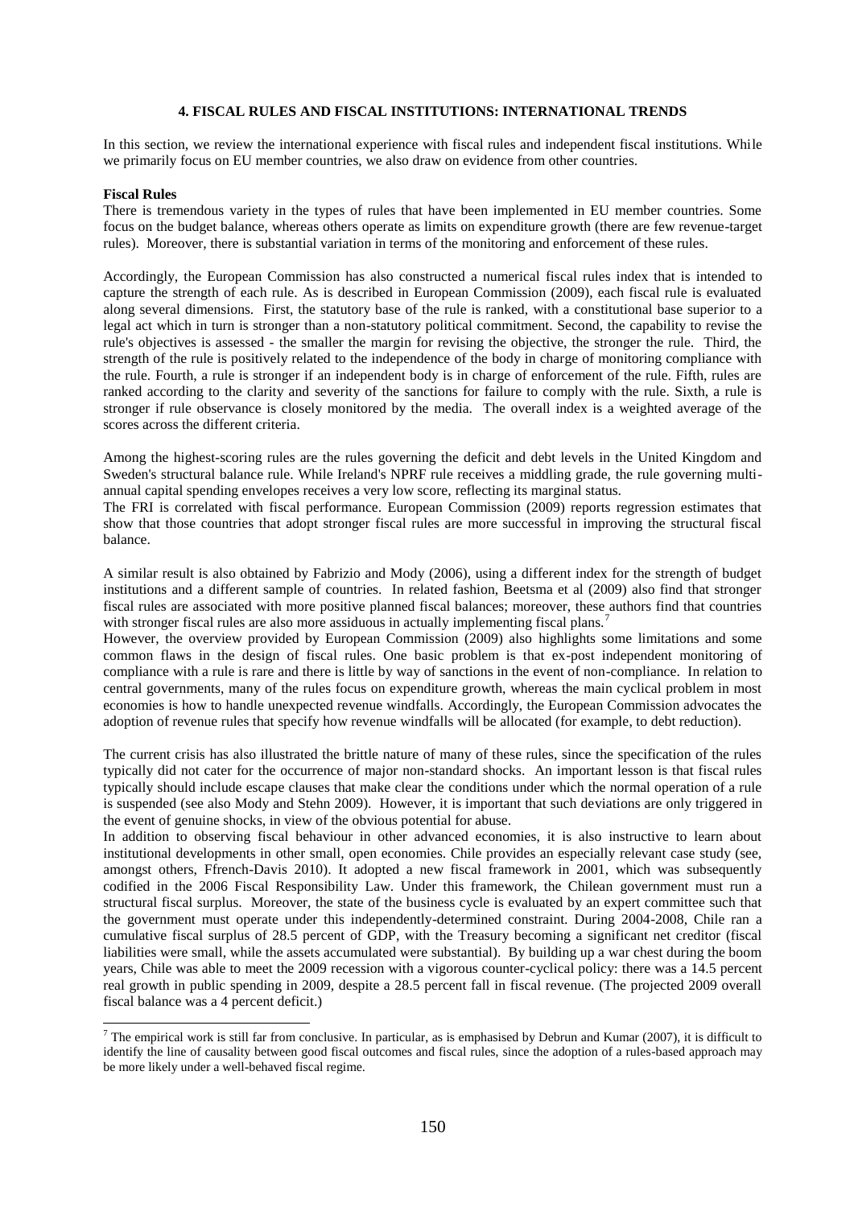## 4. FISCAL RULES AND FISCAL INSTITUTIONS: INTERNATIONAL TRENDS

In this section, we review the international experience with fiscal rules and independent fiscal institutions. While we primarily focus on EU member countries, we also draw on evidence from other countries.

**Fiscal Rules**

There is tremendous variety in the types of rules that have been implemented in EU member countries. Some focus on the budget balance, whereas others operate as limits on expenditure growth (there are few revenue-target rules). Moreover, there is substantial variation in terms of the monitoring and enforcement of these rules.

Accordingly, the European Commission has also constructed a numerical fiscal rules index that is intended to capture the strength of each rule. As is described in European Commission (2009), each fiscal rule is evaluated along several dimensions. First, the statutory base of the rule is ranked, with a constitutional base superior to a legal act which in turn is stronger than a non-statutory political commitment. Second, the capability to revise the rule's objectives is assessed - the smaller the margin for revising the objective, the stronger the rule. Third, the strength of the rule is positively related to the independence of the body in charge of monitoring compliance with the rule. Fourth, a rule is stronger if an independent body is in charge of enforcement of the rule. Fifth, rules are ranked according to the clarity and severity of the sanctions for failure to comply with the rule. Sixth, a rule is stronger if rule observance is closely monitored by the media. The overall index is a weighted average of the scores across the different criteria.

Among the highest-scoring rules are the rules governing the deficit and debt levels in the United Kingdom and Sweden's structural balance rule. While Ireland's NPRF rule receives a middling grade, the rule governing multi-annual capital spending envelopes receives a very low score, reflecting its marginal status.

The FRI is correlated with fiscal performance. European Commission (2009) reports regression estimates that show that those countries that adopt stronger fiscal rules are more successful in improving the structural fiscal balance.

A similar result is also obtained by Fabrizio and Mody (2006), using a different index for the strength of budget institutions and a different sample of countries. In related fashion, Beetsma et al (2009) also find that stronger fiscal rules are associated with more positive planned fiscal balances; moreover, these authors find that countries with stronger fiscal rules are also more assiduous in actually implementing fiscal plans.[7]

However, the overview provided by European Commission (2009) also highlights some limitations and some common flaws in the design of fiscal rules. One basic problem is that ex-post independent monitoring of compliance with a rule is rare and there is little by way of sanctions in the event of non-compliance. In relation to central governments, many of the rules focus on expenditure growth, whereas the main cyclical problem in most economies is how to handle unexpected revenue windfalls. Accordingly, the European Commission advocates the adoption of revenue rules that specify how revenue windfalls will be allocated (for example, to debt reduction).

The current crisis has also illustrated the brittle nature of many of these rules, since the specification of the rules typically did not cater for the occurrence of major non-standard shocks. An important lesson is that fiscal rules typically should include escape clauses that make clear the conditions under which the normal operation of a rule is suspended (see also Mody and Stehn 2009). However, it is important that such deviations are only triggered in the event of genuine shocks, in view of the obvious potential for abuse.

In addition to observing fiscal behaviour in other advanced economies, it is also instructive to learn about institutional developments in other small, open economies. Chile provides an especially relevant case study (see, amongst others, Ffrench-Davis 2010). It adopted a new fiscal framework in 2001, which was subsequently codified in the 2006 Fiscal Responsibility Law. Under this framework, the Chilean government must run a structural fiscal surplus. Moreover, the state of the business cycle is evaluated by an expert committee such that the government must operate under this independently-determined constraint. During 2004-2008, Chile ran a cumulative fiscal surplus of 28.5 percent of GDP, with the Treasury becoming a significant net creditor (fiscal liabilities were small, while the assets accumulated were substantial). By building up a war chest during the boom years, Chile was able to meet the 2009 recession with a vigorous counter-cyclical policy: there was a 14.5 percent real growth in public spending in 2009, despite a 28.5 percent fall in fiscal revenue. (The projected 2009 overall fiscal balance was a 4 percent deficit.)

---

[7] The empirical work is still far from conclusive. In particular, as is emphasised by Debrun and Kumar (2007), it is difficult to identify the line of causality between good fiscal outcomes and fiscal rules, since the adoption of a rules-based approach may be more likely under a well-behaved fiscal regime.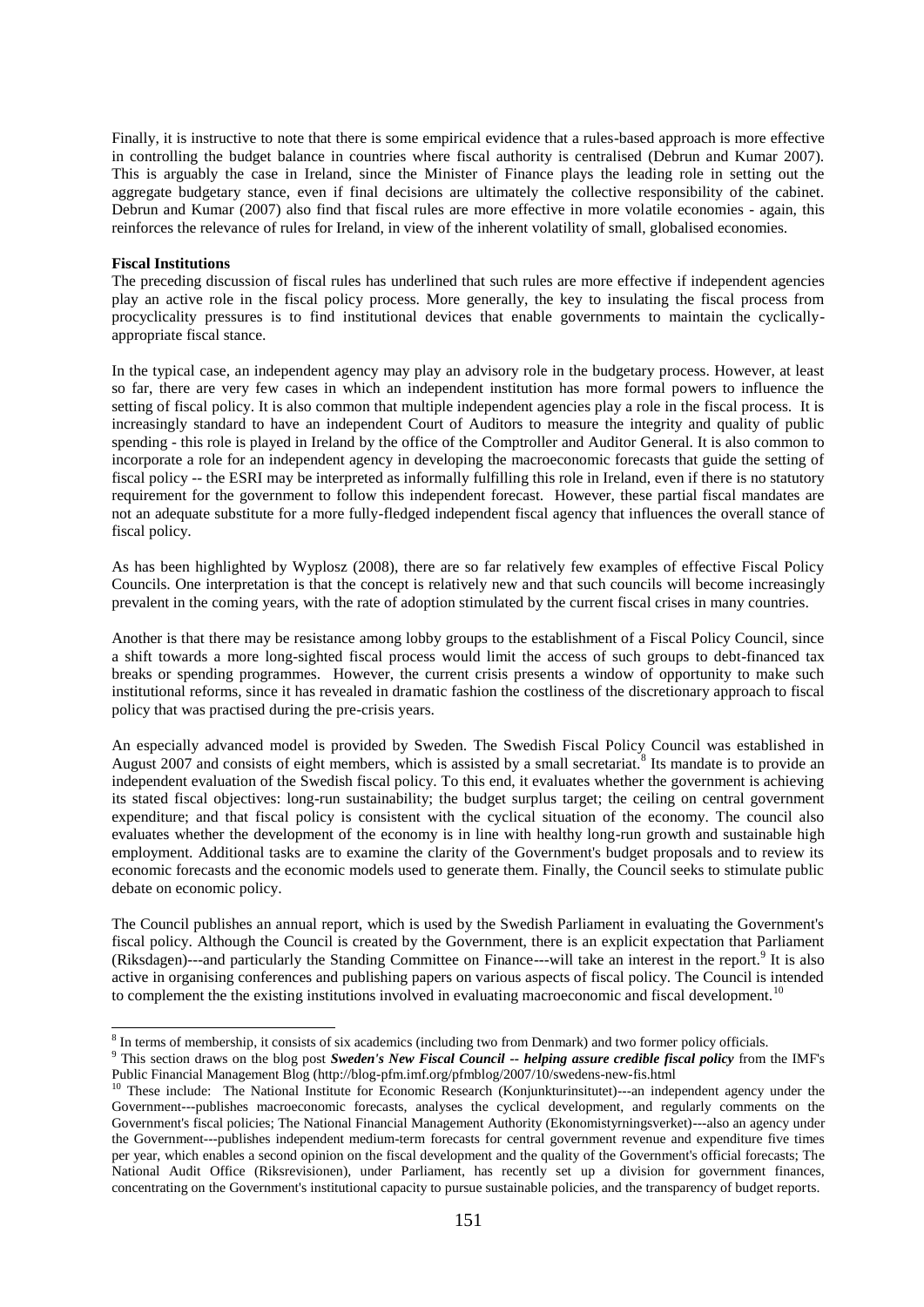Finally, it is instructive to note that there is some empirical evidence that a rules-based approach is more effective in controlling the budget balance in countries where fiscal authority is centralised (Debrun and Kumar 2007). This is arguably the case in Ireland, since the Minister of Finance plays the leading role in setting out the aggregate budgetary stance, even if final decisions are ultimately the collective responsibility of the cabinet. Debrun and Kumar (2007) also find that fiscal rules are more effective in more volatile economies - again, this reinforces the relevance of rules for Ireland, in view of the inherent volatility of small, globalised economies.

**Fiscal Institutions**

The preceding discussion of fiscal rules has underlined that such rules are more effective if independent agencies play an active role in the fiscal policy process. More generally, the key to insulating the fiscal process from procyclicality pressures is to find institutional devices that enable governments to maintain the cyclically-appropriate fiscal stance.

In the typical case, an independent agency may play an advisory role in the budgetary process. However, at least so far, there are very few cases in which an independent institution has more formal powers to influence the setting of fiscal policy. It is also common that multiple independent agencies play a role in the fiscal process. It is increasingly standard to have an independent Court of Auditors to measure the integrity and quality of public spending - this role is played in Ireland by the office of the Comptroller and Auditor General. It is also common to incorporate a role for an independent agency in developing the macroeconomic forecasts that guide the setting of fiscal policy -- the ESRI may be interpreted as informally fulfilling this role in Ireland, even if there is no statutory requirement for the government to follow this independent forecast. However, these partial fiscal mandates are not an adequate substitute for a more fully-fledged independent fiscal agency that influences the overall stance of fiscal policy.

As has been highlighted by Wyplosz (2008), there are so far relatively few examples of effective Fiscal Policy Councils. One interpretation is that the concept is relatively new and that such councils will become increasingly prevalent in the coming years, with the rate of adoption stimulated by the current fiscal crises in many countries.

Another is that there may be resistance among lobby groups to the establishment of a Fiscal Policy Council, since a shift towards a more long-sighted fiscal process would limit the access of such groups to debt-financed tax breaks or spending programmes. However, the current crisis presents a window of opportunity to make such institutional reforms, since it has revealed in dramatic fashion the costliness of the discretionary approach to fiscal policy that was practised during the pre-crisis years.

An especially advanced model is provided by Sweden. The Swedish Fiscal Policy Council was established in August 2007 and consists of eight members, which is assisted by a small secretariat.[8] Its mandate is to provide an independent evaluation of the Swedish fiscal policy. To this end, it evaluates whether the government is achieving its stated fiscal objectives: long-run sustainability; the budget surplus target; the ceiling on central government expenditure; and that fiscal policy is consistent with the cyclical situation of the economy. The council also evaluates whether the development of the economy is in line with healthy long-run growth and sustainable high employment. Additional tasks are to examine the clarity of the Government's budget proposals and to review its economic forecasts and the economic models used to generate them. Finally, the Council seeks to stimulate public debate on economic policy.

The Council publishes an annual report, which is used by the Swedish Parliament in evaluating the Government's fiscal policy. Although the Council is created by the Government, there is an explicit expectation that Parliament (Riksdagen)---and particularly the Standing Committee on Finance---will take an interest in the report.[9] It is also active in organising conferences and publishing papers on various aspects of fiscal policy. The Council is intended to complement the the existing institutions involved in evaluating macroeconomic and fiscal development.[10]

---

[8] In terms of membership, it consists of six academics (including two from Denmark) and two former policy officials.

[9] This section draws on the blog post ***Sweden's New Fiscal Council -- helping assure credible fiscal policy*** from the IMF's Public Financial Management Blog (http://blog-pfm.imf.org/pfmblog/2007/10/swedens-new-fis.html

[10] These include: The National Institute for Economic Research (Konjunkturinsitutet)---an independent agency under the Government---publishes macroeconomic forecasts, analyses the cyclical development, and regularly comments on the Government's fiscal policies; The National Financial Management Authority (Ekonomistyrningsverket)---also an agency under the Government---publishes independent medium-term forecasts for central government revenue and expenditure five times per year, which enables a second opinion on the fiscal development and the quality of the Government's official forecasts; The National Audit Office (Riksrevisionen), under Parliament, has recently set up a division for government finances, concentrating on the Government's institutional capacity to pursue sustainable policies, and the transparency of budget reports.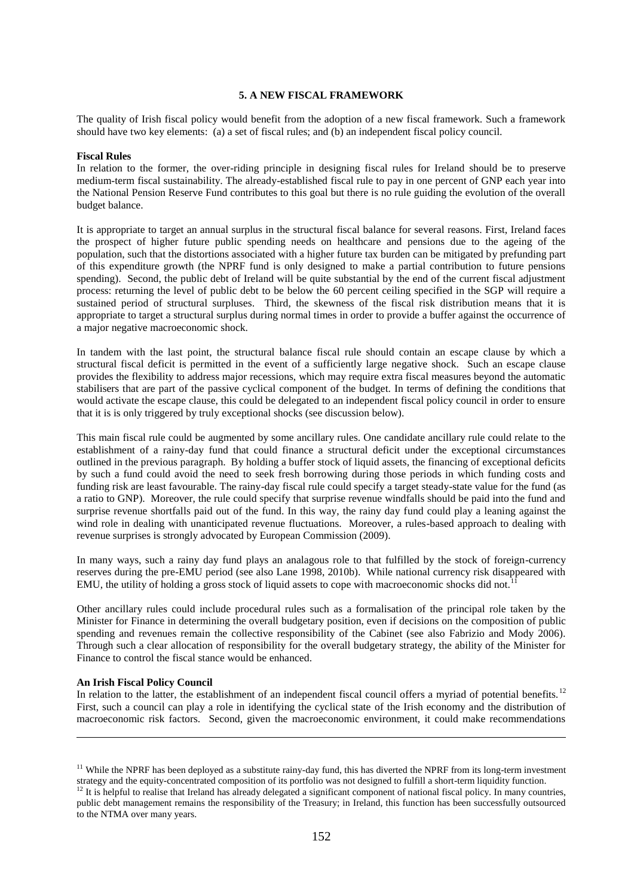## 5. A NEW FISCAL FRAMEWORK

The quality of Irish fiscal policy would benefit from the adoption of a new fiscal framework. Such a framework should have two key elements: (a) a set of fiscal rules; and (b) an independent fiscal policy council.

**Fiscal Rules**

In relation to the former, the over-riding principle in designing fiscal rules for Ireland should be to preserve medium-term fiscal sustainability. The already-established fiscal rule to pay in one percent of GNP each year into the National Pension Reserve Fund contributes to this goal but there is no rule guiding the evolution of the overall budget balance.

It is appropriate to target an annual surplus in the structural fiscal balance for several reasons. First, Ireland faces the prospect of higher future public spending needs on healthcare and pensions due to the ageing of the population, such that the distortions associated with a higher future tax burden can be mitigated by prefunding part of this expenditure growth (the NPRF fund is only designed to make a partial contribution to future pensions spending). Second, the public debt of Ireland will be quite substantial by the end of the current fiscal adjustment process: returning the level of public debt to be below the 60 percent ceiling specified in the SGP will require a sustained period of structural surpluses. Third, the skewness of the fiscal risk distribution means that it is appropriate to target a structural surplus during normal times in order to provide a buffer against the occurrence of a major negative macroeconomic shock.

In tandem with the last point, the structural balance fiscal rule should contain an escape clause by which a structural fiscal deficit is permitted in the event of a sufficiently large negative shock. Such an escape clause provides the flexibility to address major recessions, which may require extra fiscal measures beyond the automatic stabilisers that are part of the passive cyclical component of the budget. In terms of defining the conditions that would activate the escape clause, this could be delegated to an independent fiscal policy council in order to ensure that it is is only triggered by truly exceptional shocks (see discussion below).

This main fiscal rule could be augmented by some ancillary rules. One candidate ancillary rule could relate to the establishment of a rainy-day fund that could finance a structural deficit under the exceptional circumstances outlined in the previous paragraph. By holding a buffer stock of liquid assets, the financing of exceptional deficits by such a fund could avoid the need to seek fresh borrowing during those periods in which funding costs and funding risk are least favourable. The rainy-day fiscal rule could specify a target steady-state value for the fund (as a ratio to GNP). Moreover, the rule could specify that surprise revenue windfalls should be paid into the fund and surprise revenue shortfalls paid out of the fund. In this way, the rainy day fund could play a leaning against the wind role in dealing with unanticipated revenue fluctuations. Moreover, a rules-based approach to dealing with revenue surprises is strongly advocated by European Commission (2009).

In many ways, such a rainy day fund plays an analagous role to that fulfilled by the stock of foreign-currency reserves during the pre-EMU period (see also Lane 1998, 2010b). While national currency risk disappeared with EMU, the utility of holding a gross stock of liquid assets to cope with macroeconomic shocks did not.[11]

Other ancillary rules could include procedural rules such as a formalisation of the principal role taken by the Minister for Finance in determining the overall budgetary position, even if decisions on the composition of public spending and revenues remain the collective responsibility of the Cabinet (see also Fabrizio and Mody 2006). Through such a clear allocation of responsibility for the overall budgetary strategy, the ability of the Minister for Finance to control the fiscal stance would be enhanced.

**An Irish Fiscal Policy Council**

In relation to the latter, the establishment of an independent fiscal council offers a myriad of potential benefits.[12] First, such a council can play a role in identifying the cyclical state of the Irish economy and the distribution of macroeconomic risk factors. Second, given the macroeconomic environment, it could make recommendations

---

[11] While the NPRF has been deployed as a substitute rainy-day fund, this has diverted the NPRF from its long-term investment strategy and the equity-concentrated composition of its portfolio was not designed to fulfill a short-term liquidity function.

[12] It is helpful to realise that Ireland has already delegated a significant component of national fiscal policy. In many countries, public debt management remains the responsibility of the Treasury; in Ireland, this function has been successfully outsourced to the NTMA over many years.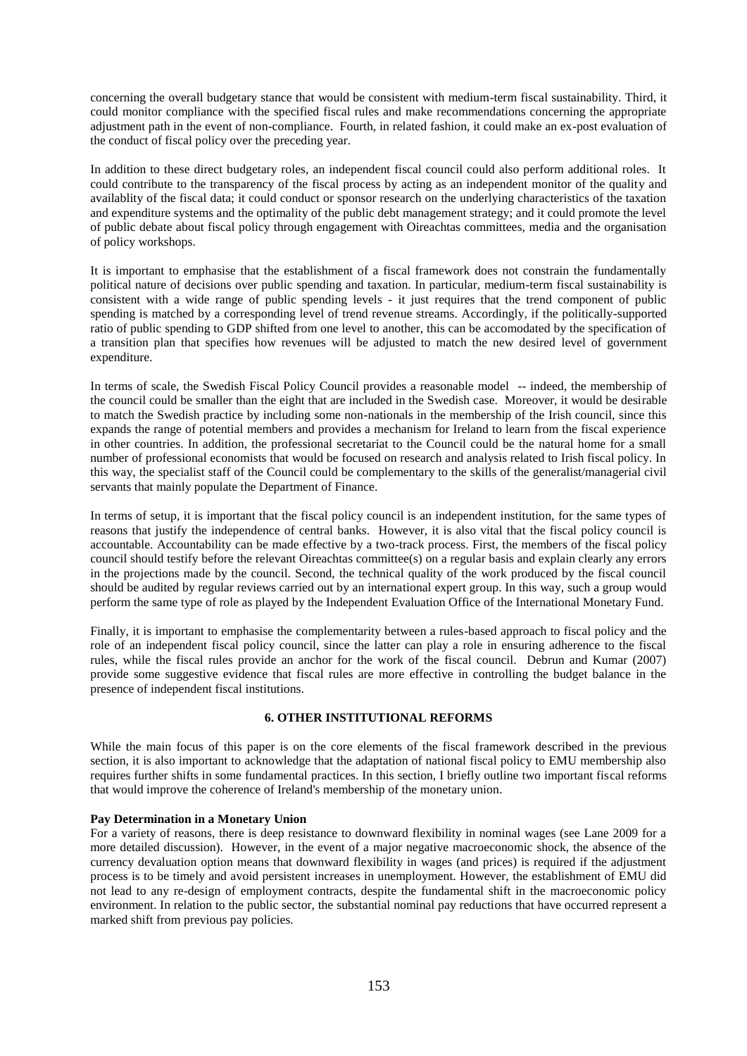concerning the overall budgetary stance that would be consistent with medium-term fiscal sustainability. Third, it could monitor compliance with the specified fiscal rules and make recommendations concerning the appropriate adjustment path in the event of non-compliance. Fourth, in related fashion, it could make an ex-post evaluation of the conduct of fiscal policy over the preceding year.

In addition to these direct budgetary roles, an independent fiscal council could also perform additional roles. It could contribute to the transparency of the fiscal process by acting as an independent monitor of the quality and availablity of the fiscal data; it could conduct or sponsor research on the underlying characteristics of the taxation and expenditure systems and the optimality of the public debt management strategy; and it could promote the level of public debate about fiscal policy through engagement with Oireachtas committees, media and the organisation of policy workshops.

It is important to emphasise that the establishment of a fiscal framework does not constrain the fundamentally political nature of decisions over public spending and taxation. In particular, medium-term fiscal sustainability is consistent with a wide range of public spending levels - it just requires that the trend component of public spending is matched by a corresponding level of trend revenue streams. Accordingly, if the politically-supported ratio of public spending to GDP shifted from one level to another, this can be accomodated by the specification of a transition plan that specifies how revenues will be adjusted to match the new desired level of government expenditure.

In terms of scale, the Swedish Fiscal Policy Council provides a reasonable model -- indeed, the membership of the council could be smaller than the eight that are included in the Swedish case. Moreover, it would be desirable to match the Swedish practice by including some non-nationals in the membership of the Irish council, since this expands the range of potential members and provides a mechanism for Ireland to learn from the fiscal experience in other countries. In addition, the professional secretariat to the Council could be the natural home for a small number of professional economists that would be focused on research and analysis related to Irish fiscal policy. In this way, the specialist staff of the Council could be complementary to the skills of the generalist/managerial civil servants that mainly populate the Department of Finance.

In terms of setup, it is important that the fiscal policy council is an independent institution, for the same types of reasons that justify the independence of central banks. However, it is also vital that the fiscal policy council is accountable. Accountability can be made effective by a two-track process. First, the members of the fiscal policy council should testify before the relevant Oireachtas committee(s) on a regular basis and explain clearly any errors in the projections made by the council. Second, the technical quality of the work produced by the fiscal council should be audited by regular reviews carried out by an international expert group. In this way, such a group would perform the same type of role as played by the Independent Evaluation Office of the International Monetary Fund.

Finally, it is important to emphasise the complementarity between a rules-based approach to fiscal policy and the role of an independent fiscal policy council, since the latter can play a role in ensuring adherence to the fiscal rules, while the fiscal rules provide an anchor for the work of the fiscal council. Debrun and Kumar (2007) provide some suggestive evidence that fiscal rules are more effective in controlling the budget balance in the presence of independent fiscal institutions.

## 6. OTHER INSTITUTIONAL REFORMS

While the main focus of this paper is on the core elements of the fiscal framework described in the previous section, it is also important to acknowledge that the adaptation of national fiscal policy to EMU membership also requires further shifts in some fundamental practices. In this section, I briefly outline two important fiscal reforms that would improve the coherence of Ireland's membership of the monetary union.

### Pay Determination in a Monetary Union

For a variety of reasons, there is deep resistance to downward flexibility in nominal wages (see Lane 2009 for a more detailed discussion). However, in the event of a major negative macroeconomic shock, the absence of the currency devaluation option means that downward flexibility in wages (and prices) is required if the adjustment process is to be timely and avoid persistent increases in unemployment. However, the establishment of EMU did not lead to any re-design of employment contracts, despite the fundamental shift in the macroeconomic policy environment. In relation to the public sector, the substantial nominal pay reductions that have occurred represent a marked shift from previous pay policies.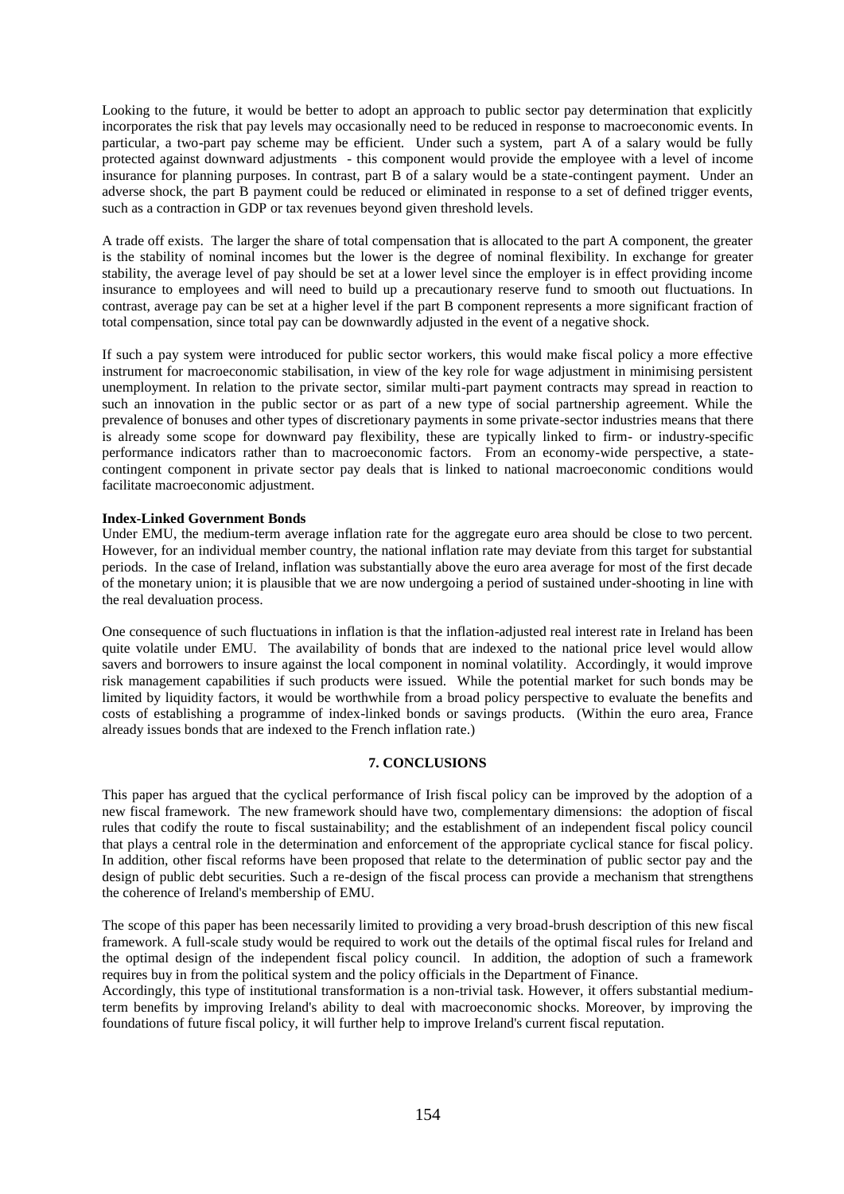Looking to the future, it would be better to adopt an approach to public sector pay determination that explicitly incorporates the risk that pay levels may occasionally need to be reduced in response to macroeconomic events. In particular, a two-part pay scheme may be efficient. Under such a system, part A of a salary would be fully protected against downward adjustments - this component would provide the employee with a level of income insurance for planning purposes. In contrast, part B of a salary would be a state-contingent payment. Under an adverse shock, the part B payment could be reduced or eliminated in response to a set of defined trigger events, such as a contraction in GDP or tax revenues beyond given threshold levels.

A trade off exists. The larger the share of total compensation that is allocated to the part A component, the greater is the stability of nominal incomes but the lower is the degree of nominal flexibility. In exchange for greater stability, the average level of pay should be set at a lower level since the employer is in effect providing income insurance to employees and will need to build up a precautionary reserve fund to smooth out fluctuations. In contrast, average pay can be set at a higher level if the part B component represents a more significant fraction of total compensation, since total pay can be downwardly adjusted in the event of a negative shock.

If such a pay system were introduced for public sector workers, this would make fiscal policy a more effective instrument for macroeconomic stabilisation, in view of the key role for wage adjustment in minimising persistent unemployment. In relation to the private sector, similar multi-part payment contracts may spread in reaction to such an innovation in the public sector or as part of a new type of social partnership agreement. While the prevalence of bonuses and other types of discretionary payments in some private-sector industries means that there is already some scope for downward pay flexibility, these are typically linked to firm- or industry-specific performance indicators rather than to macroeconomic factors. From an economy-wide perspective, a state-contingent component in private sector pay deals that is linked to national macroeconomic conditions would facilitate macroeconomic adjustment.

**Index-Linked Government Bonds**

Under EMU, the medium-term average inflation rate for the aggregate euro area should be close to two percent. However, for an individual member country, the national inflation rate may deviate from this target for substantial periods. In the case of Ireland, inflation was substantially above the euro area average for most of the first decade of the monetary union; it is plausible that we are now undergoing a period of sustained under-shooting in line with the real devaluation process.

One consequence of such fluctuations in inflation is that the inflation-adjusted real interest rate in Ireland has been quite volatile under EMU. The availability of bonds that are indexed to the national price level would allow savers and borrowers to insure against the local component in nominal volatility. Accordingly, it would improve risk management capabilities if such products were issued. While the potential market for such bonds may be limited by liquidity factors, it would be worthwhile from a broad policy perspective to evaluate the benefits and costs of establishing a programme of index-linked bonds or savings products. (Within the euro area, France already issues bonds that are indexed to the French inflation rate.)

## 7. CONCLUSIONS

This paper has argued that the cyclical performance of Irish fiscal policy can be improved by the adoption of a new fiscal framework. The new framework should have two, complementary dimensions: the adoption of fiscal rules that codify the route to fiscal sustainability; and the establishment of an independent fiscal policy council that plays a central role in the determination and enforcement of the appropriate cyclical stance for fiscal policy. In addition, other fiscal reforms have been proposed that relate to the determination of public sector pay and the design of public debt securities. Such a re-design of the fiscal process can provide a mechanism that strengthens the coherence of Ireland's membership of EMU.

The scope of this paper has been necessarily limited to providing a very broad-brush description of this new fiscal framework. A full-scale study would be required to work out the details of the optimal fiscal rules for Ireland and the optimal design of the independent fiscal policy council. In addition, the adoption of such a framework requires buy in from the political system and the policy officials in the Department of Finance.

Accordingly, this type of institutional transformation is a non-trivial task. However, it offers substantial medium-term benefits by improving Ireland's ability to deal with macroeconomic shocks. Moreover, by improving the foundations of future fiscal policy, it will further help to improve Ireland's current fiscal reputation.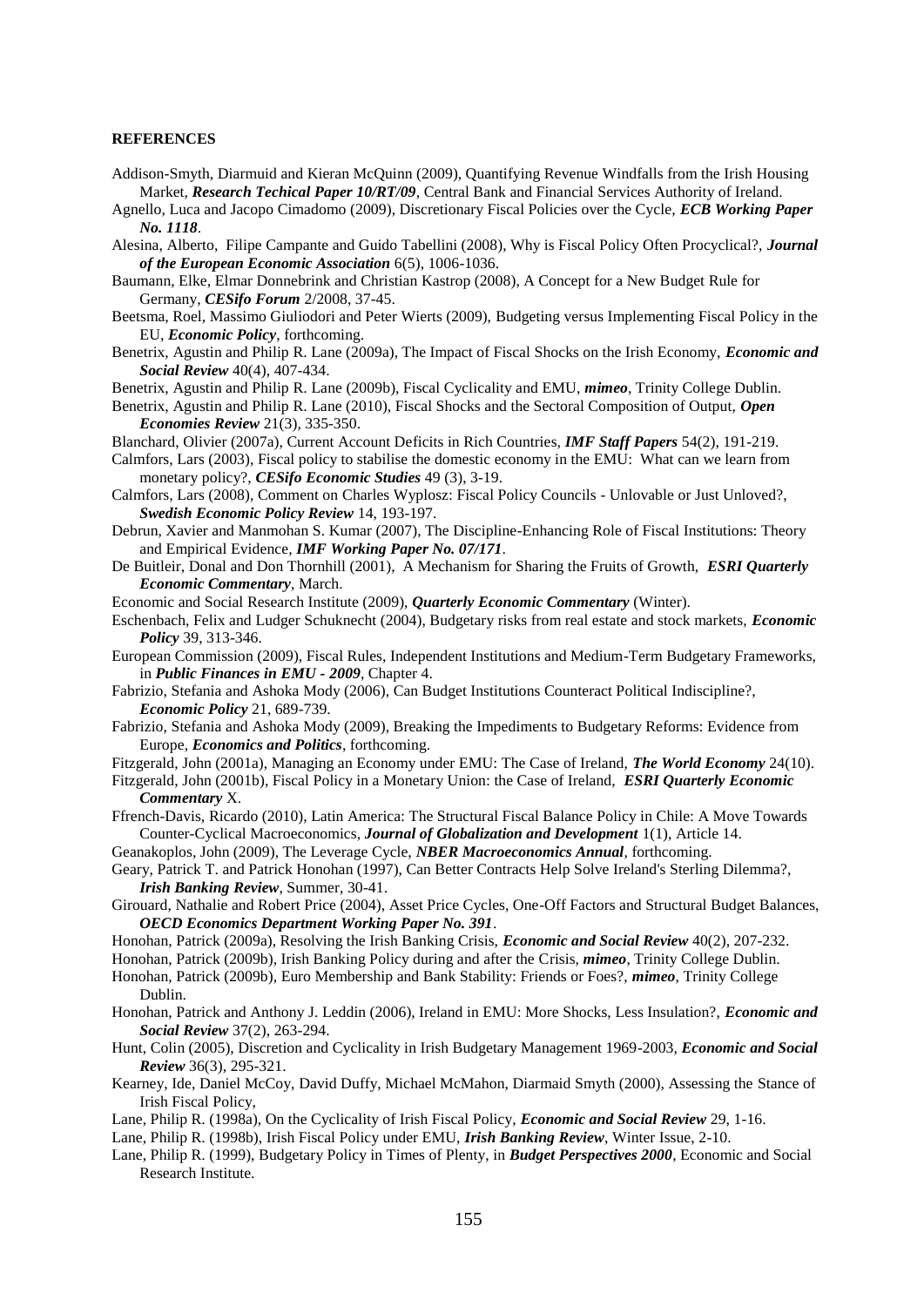**REFERENCES**

Addison-Smyth, Diarmuid and Kieran McQuinn (2009), Quantifying Revenue Windfalls from the Irish Housing Market, ***Research Techical Paper 10/RT/09***, Central Bank and Financial Services Authority of Ireland.

Agnello, Luca and Jacopo Cimadomo (2009), Discretionary Fiscal Policies over the Cycle, ***ECB Working Paper No. 1118***.

Alesina, Alberto, Filipe Campante and Guido Tabellini (2008), Why is Fiscal Policy Often Procyclical?, ***Journal of the European Economic Association*** 6(5), 1006-1036.

Baumann, Elke, Elmar Donnebrink and Christian Kastrop (2008), A Concept for a New Budget Rule for Germany, ***CESifo Forum*** 2/2008, 37-45.

Beetsma, Roel, Massimo Giuliodori and Peter Wierts (2009), Budgeting versus Implementing Fiscal Policy in the EU, ***Economic Policy***, forthcoming.

Benetrix, Agustin and Philip R. Lane (2009a), The Impact of Fiscal Shocks on the Irish Economy, ***Economic and Social Review*** 40(4), 407-434.

Benetrix, Agustin and Philip R. Lane (2009b), Fiscal Cyclicality and EMU, ***mimeo***, Trinity College Dublin.

Benetrix, Agustin and Philip R. Lane (2010), Fiscal Shocks and the Sectoral Composition of Output, ***Open Economies Review*** 21(3), 335-350.

Blanchard, Olivier (2007a), Current Account Deficits in Rich Countries, ***IMF Staff Papers*** 54(2), 191-219.

Calmfors, Lars (2003), Fiscal policy to stabilise the domestic economy in the EMU: What can we learn from monetary policy?, ***CESifo Economic Studies*** 49 (3), 3-19.

Calmfors, Lars (2008), Comment on Charles Wyplosz: Fiscal Policy Councils - Unlovable or Just Unloved?, ***Swedish Economic Policy Review*** 14, 193-197.

Debrun, Xavier and Manmohan S. Kumar (2007), The Discipline-Enhancing Role of Fiscal Institutions: Theory and Empirical Evidence, ***IMF Working Paper No. 07/171***.

De Buitleir, Donal and Don Thornhill (2001), A Mechanism for Sharing the Fruits of Growth, ***ESRI Quarterly Economic Commentary***, March.

Economic and Social Research Institute (2009), ***Quarterly Economic Commentary*** (Winter).

Eschenbach, Felix and Ludger Schuknecht (2004), Budgetary risks from real estate and stock markets, ***Economic Policy*** 39, 313-346.

European Commission (2009), Fiscal Rules, Independent Institutions and Medium-Term Budgetary Frameworks, in ***Public Finances in EMU - 2009***, Chapter 4.

Fabrizio, Stefania and Ashoka Mody (2006), Can Budget Institutions Counteract Political Indiscipline?, ***Economic Policy*** 21, 689-739.

Fabrizio, Stefania and Ashoka Mody (2009), Breaking the Impediments to Budgetary Reforms: Evidence from Europe, ***Economics and Politics***, forthcoming.

Fitzgerald, John (2001a), Managing an Economy under EMU: The Case of Ireland, ***The World Economy*** 24(10).

Fitzgerald, John (2001b), Fiscal Policy in a Monetary Union: the Case of Ireland, ***ESRI Quarterly Economic Commentary*** X.

Ffrench-Davis, Ricardo (2010), Latin America: The Structural Fiscal Balance Policy in Chile: A Move Towards Counter-Cyclical Macroeconomics, ***Journal of Globalization and Development*** 1(1), Article 14.

Geanakoplos, John (2009), The Leverage Cycle, ***NBER Macroeconomics Annual***, forthcoming.

Geary, Patrick T. and Patrick Honohan (1997), Can Better Contracts Help Solve Ireland's Sterling Dilemma?, ***Irish Banking Review***, Summer, 30-41.

Girouard, Nathalie and Robert Price (2004), Asset Price Cycles, One-Off Factors and Structural Budget Balances, ***OECD Economics Department Working Paper No. 391***.

Honohan, Patrick (2009a), Resolving the Irish Banking Crisis, ***Economic and Social Review*** 40(2), 207-232.

Honohan, Patrick (2009b), Irish Banking Policy during and after the Crisis, ***mimeo***, Trinity College Dublin.

Honohan, Patrick (2009b), Euro Membership and Bank Stability: Friends or Foes?, ***mimeo***, Trinity College Dublin.

Honohan, Patrick and Anthony J. Leddin (2006), Ireland in EMU: More Shocks, Less Insulation?, ***Economic and Social Review*** 37(2), 263-294.

Hunt, Colin (2005), Discretion and Cyclicality in Irish Budgetary Management 1969-2003, ***Economic and Social Review*** 36(3), 295-321.

Kearney, Ide, Daniel McCoy, David Duffy, Michael McMahon, Diarmaid Smyth (2000), Assessing the Stance of Irish Fiscal Policy,

Lane, Philip R. (1998a), On the Cyclicality of Irish Fiscal Policy, ***Economic and Social Review*** 29, 1-16.

Lane, Philip R. (1998b), Irish Fiscal Policy under EMU, ***Irish Banking Review***, Winter Issue, 2-10.

Lane, Philip R. (1999), Budgetary Policy in Times of Plenty, in ***Budget Perspectives 2000***, Economic and Social Research Institute.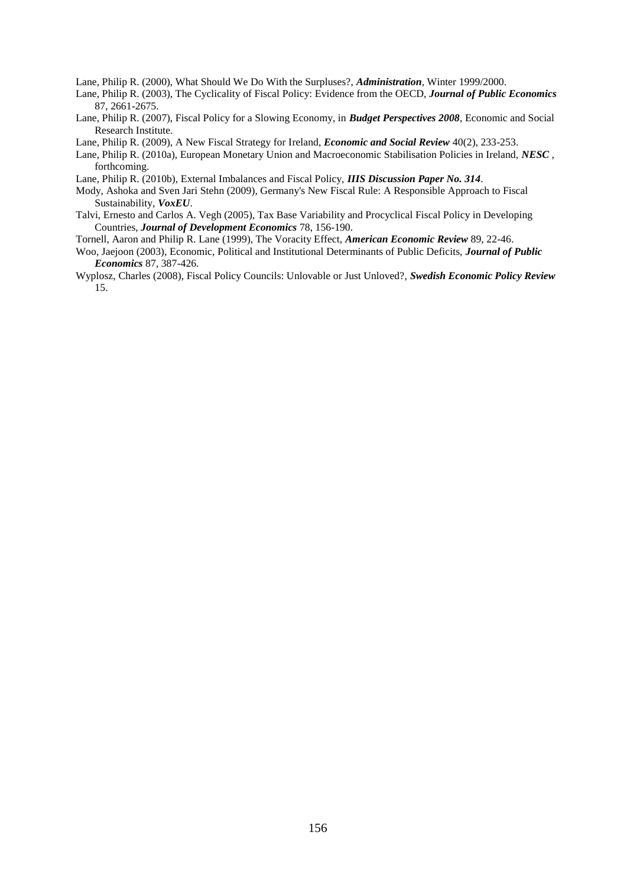Lane, Philip R. (2000), What Should We Do With the Surpluses?, ***Administration***, Winter 1999/2000.

Lane, Philip R. (2003), The Cyclicality of Fiscal Policy: Evidence from the OECD, ***Journal of Public Economics*** 87, 2661-2675.

Lane, Philip R. (2007), Fiscal Policy for a Slowing Economy, in ***Budget Perspectives 2008***, Economic and Social Research Institute.

Lane, Philip R. (2009), A New Fiscal Strategy for Ireland, ***Economic and Social Review*** 40(2), 233-253.

Lane, Philip R. (2010a), European Monetary Union and Macroeconomic Stabilisation Policies in Ireland, ***NESC*** , forthcoming.

Lane, Philip R. (2010b), External Imbalances and Fiscal Policy, ***IIIS Discussion Paper No. 314***.

Mody, Ashoka and Sven Jari Stehn (2009), Germany's New Fiscal Rule: A Responsible Approach to Fiscal Sustainability, ***VoxEU***.

Talvi, Ernesto and Carlos A. Vegh (2005), Tax Base Variability and Procyclical Fiscal Policy in Developing Countries, ***Journal of Development Economics*** 78, 156-190.

Tornell, Aaron and Philip R. Lane (1999), The Voracity Effect, ***American Economic Review*** 89, 22-46.

Woo, Jaejoon (2003), Economic, Political and Institutional Determinants of Public Deficits, ***Journal of Public Economics*** 87, 387-426.

Wyplosz, Charles (2008), Fiscal Policy Councils: Unlovable or Just Unloved?, ***Swedish Economic Policy Review*** 15.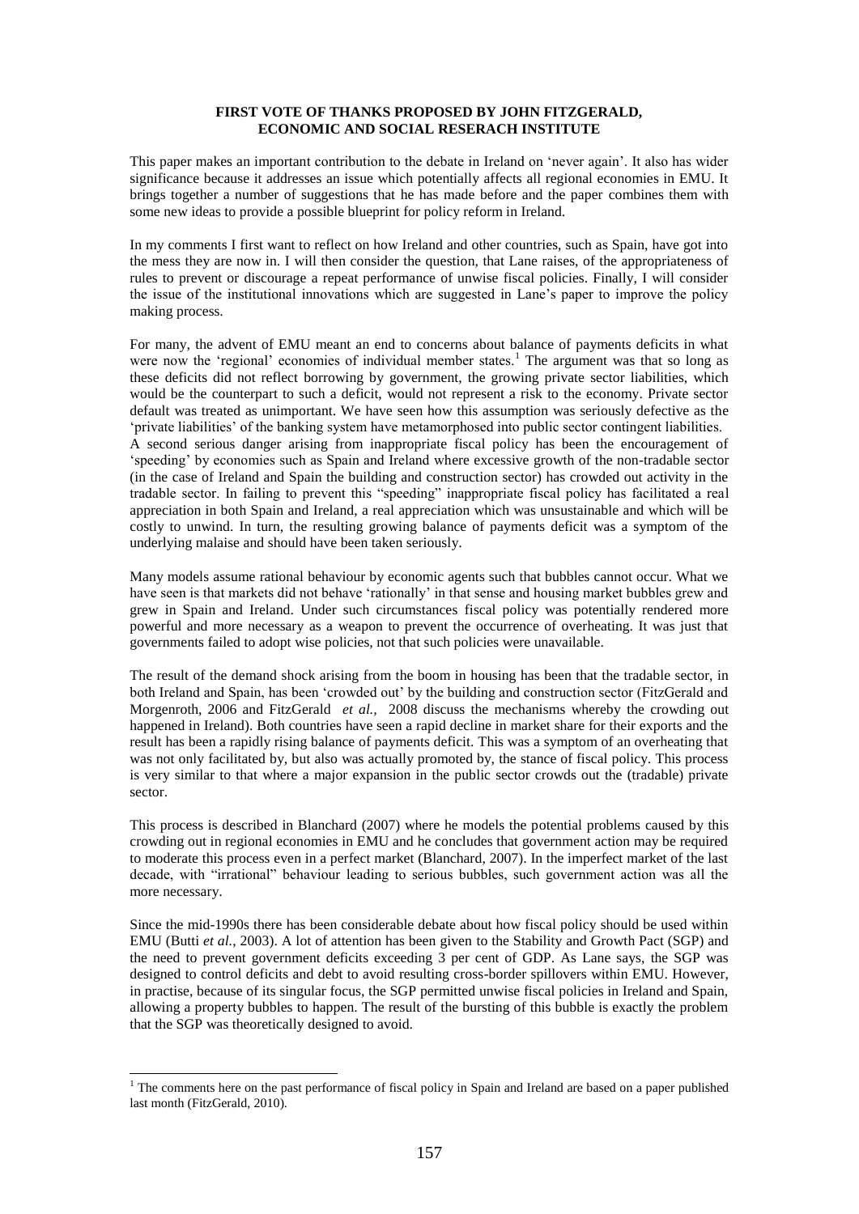**FIRST VOTE OF THANKS PROPOSED BY JOHN FITZGERALD, ECONOMIC AND SOCIAL RESERACH INSTITUTE**

This paper makes an important contribution to the debate in Ireland on 'never again'. It also has wider significance because it addresses an issue which potentially affects all regional economies in EMU. It brings together a number of suggestions that he has made before and the paper combines them with some new ideas to provide a possible blueprint for policy reform in Ireland.

In my comments I first want to reflect on how Ireland and other countries, such as Spain, have got into the mess they are now in. I will then consider the question, that Lane raises, of the appropriateness of rules to prevent or discourage a repeat performance of unwise fiscal policies. Finally, I will consider the issue of the institutional innovations which are suggested in Lane's paper to improve the policy making process.

For many, the advent of EMU meant an end to concerns about balance of payments deficits in what were now the 'regional' economies of individual member states.[1] The argument was that so long as these deficits did not reflect borrowing by government, the growing private sector liabilities, which would be the counterpart to such a deficit, would not represent a risk to the economy. Private sector default was treated as unimportant. We have seen how this assumption was seriously defective as the 'private liabilities' of the banking system have metamorphosed into public sector contingent liabilities.

A second serious danger arising from inappropriate fiscal policy has been the encouragement of 'speeding' by economies such as Spain and Ireland where excessive growth of the non-tradable sector (in the case of Ireland and Spain the building and construction sector) has crowded out activity in the tradable sector. In failing to prevent this "speeding" inappropriate fiscal policy has facilitated a real appreciation in both Spain and Ireland, a real appreciation which was unsustainable and which will be costly to unwind. In turn, the resulting growing balance of payments deficit was a symptom of the underlying malaise and should have been taken seriously.

Many models assume rational behaviour by economic agents such that bubbles cannot occur. What we have seen is that markets did not behave 'rationally' in that sense and housing market bubbles grew and grew in Spain and Ireland. Under such circumstances fiscal policy was potentially rendered more powerful and more necessary as a weapon to prevent the occurrence of overheating. It was just that governments failed to adopt wise policies, not that such policies were unavailable.

The result of the demand shock arising from the boom in housing has been that the tradable sector, in both Ireland and Spain, has been 'crowded out' by the building and construction sector (FitzGerald and Morgenroth, 2006 and FitzGerald *et al.*, 2008 discuss the mechanisms whereby the crowding out happened in Ireland). Both countries have seen a rapid decline in market share for their exports and the result has been a rapidly rising balance of payments deficit. This was a symptom of an overheating that was not only facilitated by, but also was actually promoted by, the stance of fiscal policy. This process is very similar to that where a major expansion in the public sector crowds out the (tradable) private sector.

This process is described in Blanchard (2007) where he models the potential problems caused by this crowding out in regional economies in EMU and he concludes that government action may be required to moderate this process even in a perfect market (Blanchard, 2007). In the imperfect market of the last decade, with "irrational" behaviour leading to serious bubbles, such government action was all the more necessary.

Since the mid-1990s there has been considerable debate about how fiscal policy should be used within EMU (Butti *et al.*, 2003). A lot of attention has been given to the Stability and Growth Pact (SGP) and the need to prevent government deficits exceeding 3 per cent of GDP. As Lane says, the SGP was designed to control deficits and debt to avoid resulting cross-border spillovers within EMU. However, in practise, because of its singular focus, the SGP permitted unwise fiscal policies in Ireland and Spain, allowing a property bubbles to happen. The result of the bursting of this bubble is exactly the problem that the SGP was theoretically designed to avoid.

[1] The comments here on the past performance of fiscal policy in Spain and Ireland are based on a paper published last month (FitzGerald, 2010).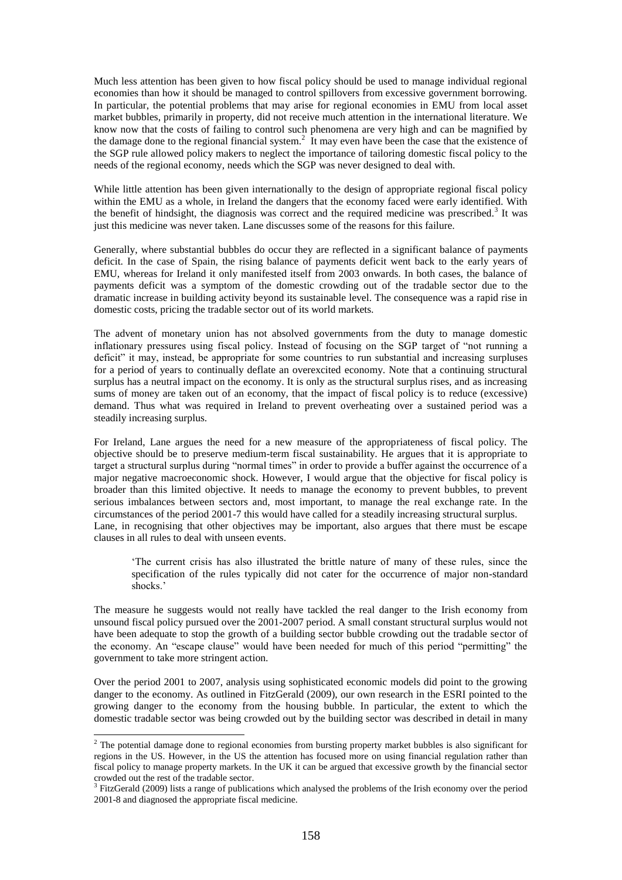Much less attention has been given to how fiscal policy should be used to manage individual regional economies than how it should be managed to control spillovers from excessive government borrowing. In particular, the potential problems that may arise for regional economies in EMU from local asset market bubbles, primarily in property, did not receive much attention in the international literature. We know now that the costs of failing to control such phenomena are very high and can be magnified by the damage done to the regional financial system.[2] It may even have been the case that the existence of the SGP rule allowed policy makers to neglect the importance of tailoring domestic fiscal policy to the needs of the regional economy, needs which the SGP was never designed to deal with.

While little attention has been given internationally to the design of appropriate regional fiscal policy within the EMU as a whole, in Ireland the dangers that the economy faced were early identified. With the benefit of hindsight, the diagnosis was correct and the required medicine was prescribed.[3] It was just this medicine was never taken. Lane discusses some of the reasons for this failure.

Generally, where substantial bubbles do occur they are reflected in a significant balance of payments deficit. In the case of Spain, the rising balance of payments deficit went back to the early years of EMU, whereas for Ireland it only manifested itself from 2003 onwards. In both cases, the balance of payments deficit was a symptom of the domestic crowding out of the tradable sector due to the dramatic increase in building activity beyond its sustainable level. The consequence was a rapid rise in domestic costs, pricing the tradable sector out of its world markets.

The advent of monetary union has not absolved governments from the duty to manage domestic inflationary pressures using fiscal policy. Instead of focusing on the SGP target of "not running a deficit" it may, instead, be appropriate for some countries to run substantial and increasing surpluses for a period of years to continually deflate an overexcited economy. Note that a continuing structural surplus has a neutral impact on the economy. It is only as the structural surplus rises, and as increasing sums of money are taken out of an economy, that the impact of fiscal policy is to reduce (excessive) demand. Thus what was required in Ireland to prevent overheating over a sustained period was a steadily increasing surplus.

For Ireland, Lane argues the need for a new measure of the appropriateness of fiscal policy. The objective should be to preserve medium-term fiscal sustainability. He argues that it is appropriate to target a structural surplus during "normal times" in order to provide a buffer against the occurrence of a major negative macroeconomic shock. However, I would argue that the objective for fiscal policy is broader than this limited objective. It needs to manage the economy to prevent bubbles, to prevent serious imbalances between sectors and, most important, to manage the real exchange rate. In the circumstances of the period 2001-7 this would have called for a steadily increasing structural surplus. Lane, in recognising that other objectives may be important, also argues that there must be escape clauses in all rules to deal with unseen events.

> 'The current crisis has also illustrated the brittle nature of many of these rules, since the specification of the rules typically did not cater for the occurrence of major non-standard shocks.'

The measure he suggests would not really have tackled the real danger to the Irish economy from unsound fiscal policy pursued over the 2001-2007 period. A small constant structural surplus would not have been adequate to stop the growth of a building sector bubble crowding out the tradable sector of the economy. An "escape clause" would have been needed for much of this period "permitting" the government to take more stringent action.

Over the period 2001 to 2007, analysis using sophisticated economic models did point to the growing danger to the economy. As outlined in FitzGerald (2009), our own research in the ESRI pointed to the growing danger to the economy from the housing bubble. In particular, the extent to which the domestic tradable sector was being crowded out by the building sector was described in detail in many

---

[2] The potential damage done to regional economies from bursting property market bubbles is also significant for regions in the US. However, in the US the attention has focused more on using financial regulation rather than fiscal policy to manage property markets. In the UK it can be argued that excessive growth by the financial sector crowded out the rest of the tradable sector.

[3] FitzGerald (2009) lists a range of publications which analysed the problems of the Irish economy over the period 2001-8 and diagnosed the appropriate fiscal medicine.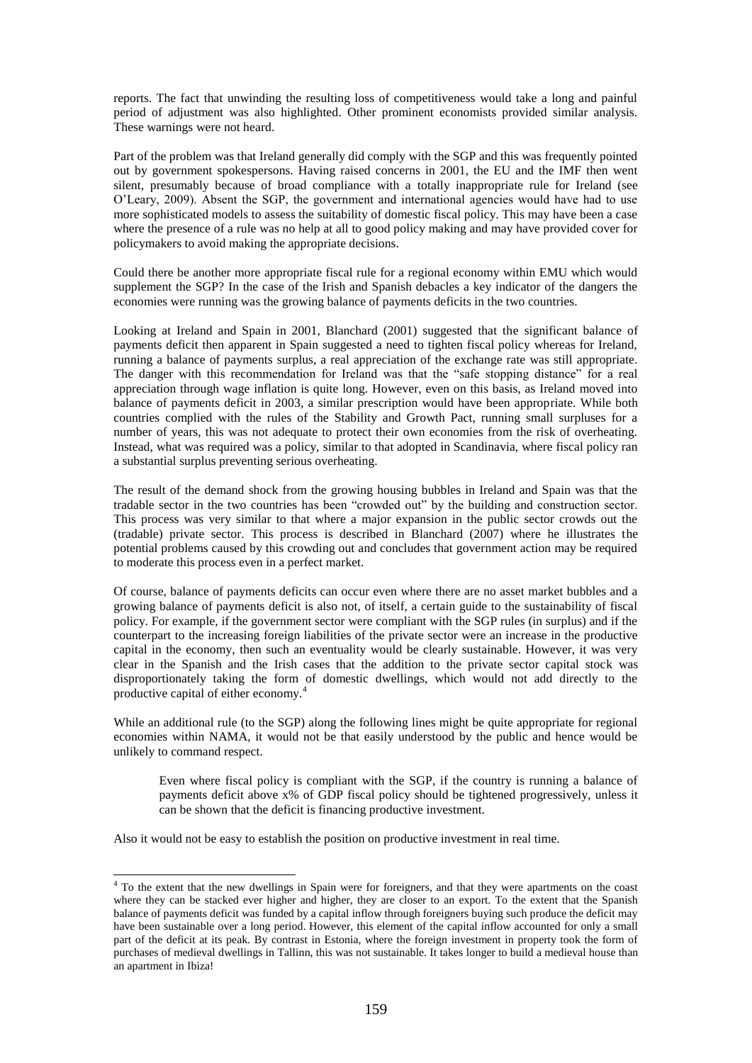reports. The fact that unwinding the resulting loss of competitiveness would take a long and painful period of adjustment was also highlighted. Other prominent economists provided similar analysis. These warnings were not heard.

Part of the problem was that Ireland generally did comply with the SGP and this was frequently pointed out by government spokespersons. Having raised concerns in 2001, the EU and the IMF then went silent, presumably because of broad compliance with a totally inappropriate rule for Ireland (see O'Leary, 2009). Absent the SGP, the government and international agencies would have had to use more sophisticated models to assess the suitability of domestic fiscal policy. This may have been a case where the presence of a rule was no help at all to good policy making and may have provided cover for policymakers to avoid making the appropriate decisions.

Could there be another more appropriate fiscal rule for a regional economy within EMU which would supplement the SGP? In the case of the Irish and Spanish debacles a key indicator of the dangers the economies were running was the growing balance of payments deficits in the two countries.

Looking at Ireland and Spain in 2001, Blanchard (2001) suggested that the significant balance of payments deficit then apparent in Spain suggested a need to tighten fiscal policy whereas for Ireland, running a balance of payments surplus, a real appreciation of the exchange rate was still appropriate. The danger with this recommendation for Ireland was that the "safe stopping distance" for a real appreciation through wage inflation is quite long. However, even on this basis, as Ireland moved into balance of payments deficit in 2003, a similar prescription would have been appropriate. While both countries complied with the rules of the Stability and Growth Pact, running small surpluses for a number of years, this was not adequate to protect their own economies from the risk of overheating. Instead, what was required was a policy, similar to that adopted in Scandinavia, where fiscal policy ran a substantial surplus preventing serious overheating.

The result of the demand shock from the growing housing bubbles in Ireland and Spain was that the tradable sector in the two countries has been "crowded out" by the building and construction sector. This process was very similar to that where a major expansion in the public sector crowds out the (tradable) private sector. This process is described in Blanchard (2007) where he illustrates the potential problems caused by this crowding out and concludes that government action may be required to moderate this process even in a perfect market.

Of course, balance of payments deficits can occur even where there are no asset market bubbles and a growing balance of payments deficit is also not, of itself, a certain guide to the sustainability of fiscal policy. For example, if the government sector were compliant with the SGP rules (in surplus) and if the counterpart to the increasing foreign liabilities of the private sector were an increase in the productive capital in the economy, then such an eventuality would be clearly sustainable. However, it was very clear in the Spanish and the Irish cases that the addition to the private sector capital stock was disproportionately taking the form of domestic dwellings, which would not add directly to the productive capital of either economy.[4]

While an additional rule (to the SGP) along the following lines might be quite appropriate for regional economies within NAMA, it would not be that easily understood by the public and hence would be unlikely to command respect.

> Even where fiscal policy is compliant with the SGP, if the country is running a balance of payments deficit above x% of GDP fiscal policy should be tightened progressively, unless it can be shown that the deficit is financing productive investment.

Also it would not be easy to establish the position on productive investment in real time.

---

[4] To the extent that the new dwellings in Spain were for foreigners, and that they were apartments on the coast where they can be stacked ever higher and higher, they are closer to an export. To the extent that the Spanish balance of payments deficit was funded by a capital inflow through foreigners buying such produce the deficit may have been sustainable over a long period. However, this element of the capital inflow accounted for only a small part of the deficit at its peak. By contrast in Estonia, where the foreign investment in property took the form of purchases of medieval dwellings in Tallinn, this was not sustainable. It takes longer to build a medieval house than an apartment in Ibiza!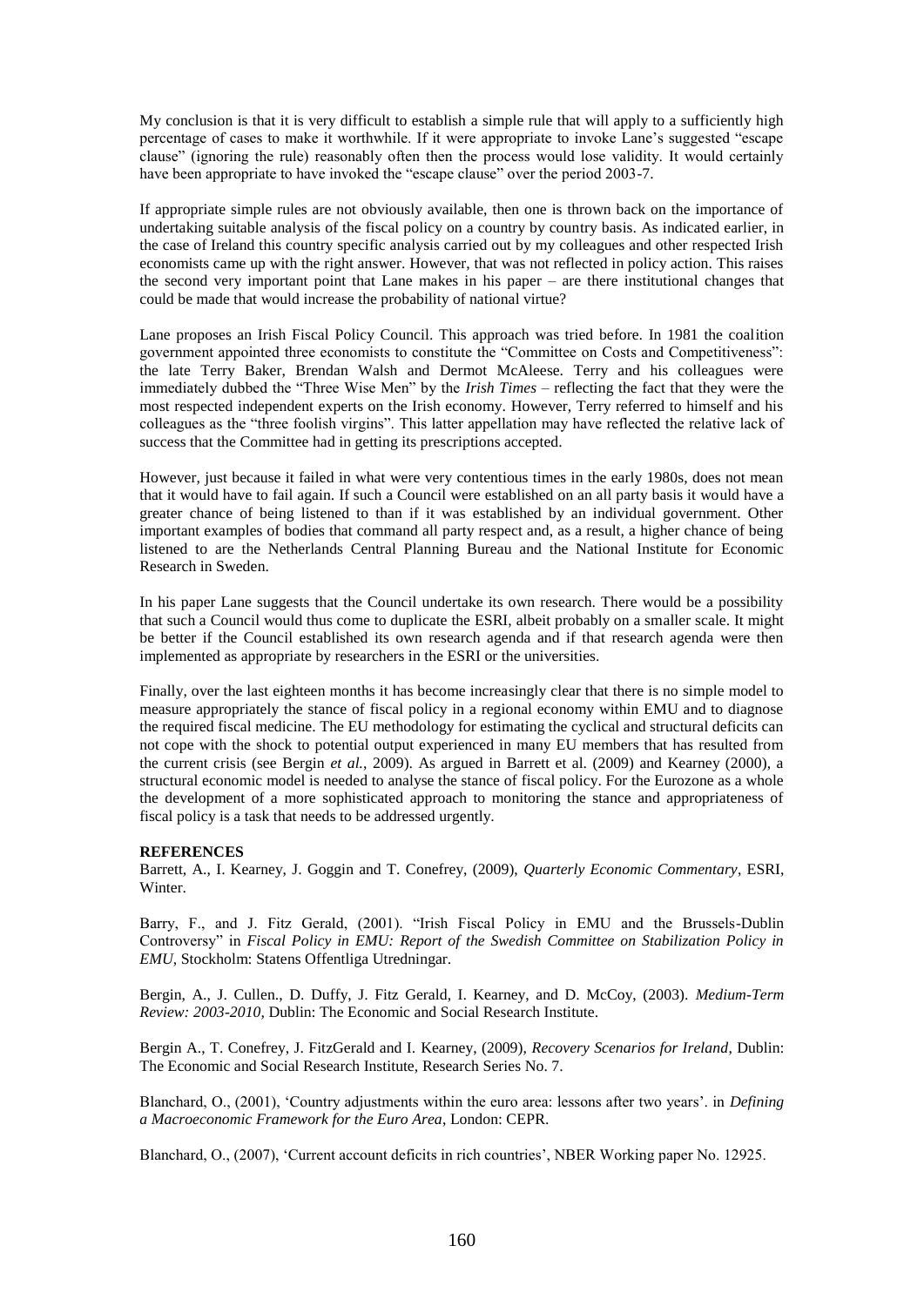My conclusion is that it is very difficult to establish a simple rule that will apply to a sufficiently high percentage of cases to make it worthwhile. If it were appropriate to invoke Lane's suggested "escape clause" (ignoring the rule) reasonably often then the process would lose validity. It would certainly have been appropriate to have invoked the "escape clause" over the period 2003-7.

If appropriate simple rules are not obviously available, then one is thrown back on the importance of undertaking suitable analysis of the fiscal policy on a country by country basis. As indicated earlier, in the case of Ireland this country specific analysis carried out by my colleagues and other respected Irish economists came up with the right answer. However, that was not reflected in policy action. This raises the second very important point that Lane makes in his paper – are there institutional changes that could be made that would increase the probability of national virtue?

Lane proposes an Irish Fiscal Policy Council. This approach was tried before. In 1981 the coalition government appointed three economists to constitute the "Committee on Costs and Competitiveness": the late Terry Baker, Brendan Walsh and Dermot McAleese. Terry and his colleagues were immediately dubbed the "Three Wise Men" by the *Irish Times* – reflecting the fact that they were the most respected independent experts on the Irish economy. However, Terry referred to himself and his colleagues as the "three foolish virgins". This latter appellation may have reflected the relative lack of success that the Committee had in getting its prescriptions accepted.

However, just because it failed in what were very contentious times in the early 1980s, does not mean that it would have to fail again. If such a Council were established on an all party basis it would have a greater chance of being listened to than if it was established by an individual government. Other important examples of bodies that command all party respect and, as a result, a higher chance of being listened to are the Netherlands Central Planning Bureau and the National Institute for Economic Research in Sweden.

In his paper Lane suggests that the Council undertake its own research. There would be a possibility that such a Council would thus come to duplicate the ESRI, albeit probably on a smaller scale. It might be better if the Council established its own research agenda and if that research agenda were then implemented as appropriate by researchers in the ESRI or the universities.

Finally, over the last eighteen months it has become increasingly clear that there is no simple model to measure appropriately the stance of fiscal policy in a regional economy within EMU and to diagnose the required fiscal medicine. The EU methodology for estimating the cyclical and structural deficits can not cope with the shock to potential output experienced in many EU members that has resulted from the current crisis (see Bergin *et al.*, 2009). As argued in Barrett et al. (2009) and Kearney (2000), a structural economic model is needed to analyse the stance of fiscal policy. For the Eurozone as a whole the development of a more sophisticated approach to monitoring the stance and appropriateness of fiscal policy is a task that needs to be addressed urgently.

**REFERENCES**

Barrett, A., I. Kearney, J. Goggin and T. Conefrey, (2009), *Quarterly Economic Commentary*, ESRI, Winter.

Barry, F., and J. Fitz Gerald, (2001). "Irish Fiscal Policy in EMU and the Brussels-Dublin Controversy" in *Fiscal Policy in EMU: Report of the Swedish Committee on Stabilization Policy in EMU*, Stockholm: Statens Offentliga Utredningar.

Bergin, A., J. Cullen., D. Duffy, J. Fitz Gerald, I. Kearney, and D. McCoy, (2003). *Medium-Term Review: 2003-2010,* Dublin: The Economic and Social Research Institute.

Bergin A., T. Conefrey, J. FitzGerald and I. Kearney, (2009), *Recovery Scenarios for Ireland*, Dublin: The Economic and Social Research Institute, Research Series No. 7.

Blanchard, O., (2001), 'Country adjustments within the euro area: lessons after two years'. in *Defining a Macroeconomic Framework for the Euro Area*, London: CEPR.

Blanchard, O., (2007), 'Current account deficits in rich countries', NBER Working paper No. 12925.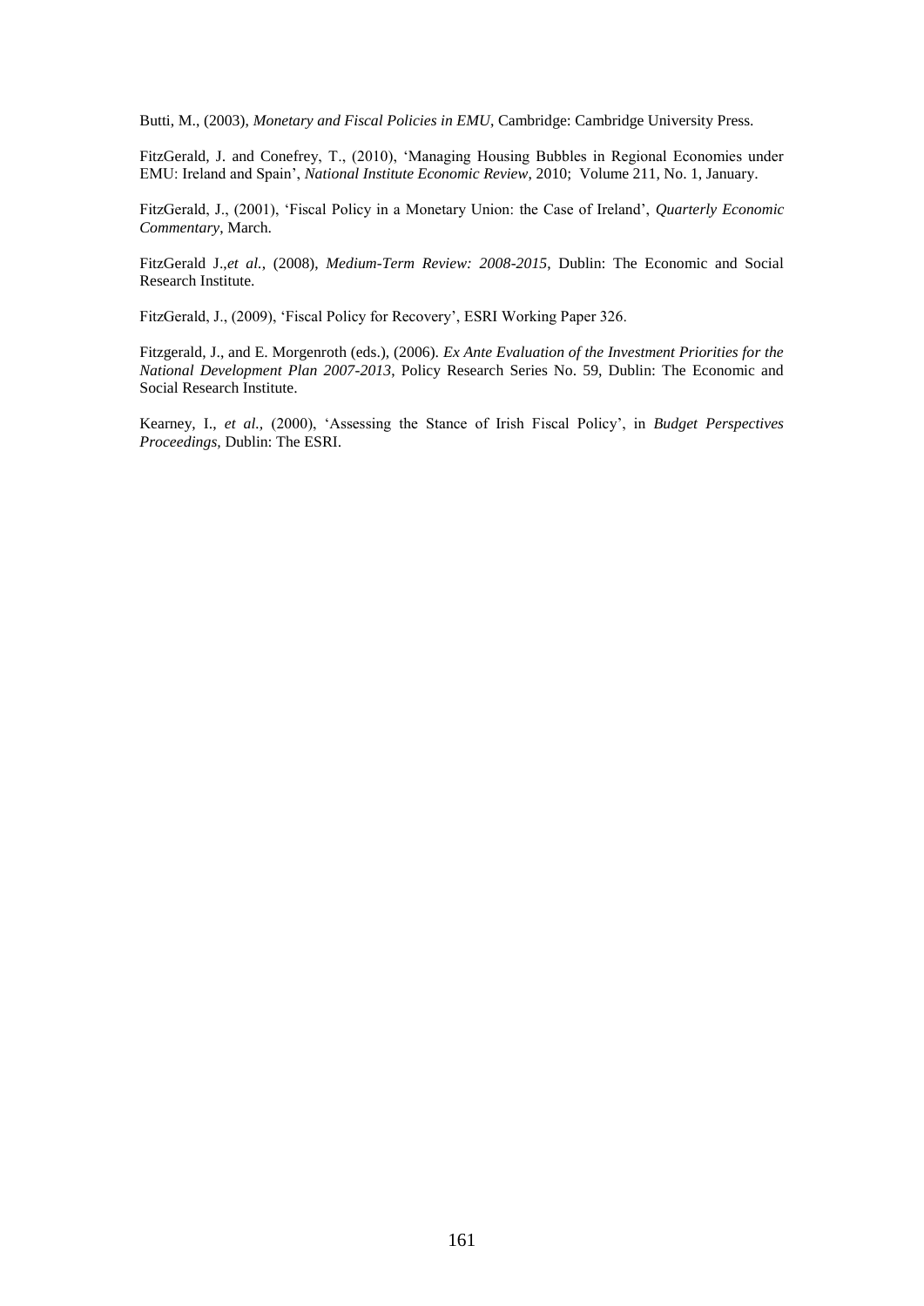Butti, M., (2003), *Monetary and Fiscal Policies in EMU*, Cambridge: Cambridge University Press.

FitzGerald, J. and Conefrey, T., (2010), 'Managing Housing Bubbles in Regional Economies under EMU: Ireland and Spain', *National Institute Economic Review*, 2010; Volume 211, No. 1, January.

FitzGerald, J., (2001), 'Fiscal Policy in a Monetary Union: the Case of Ireland', *Quarterly Economic Commentary*, March.

FitzGerald J.,*et al.,* (2008), *Medium-Term Review: 2008-2015*, Dublin: The Economic and Social Research Institute.

FitzGerald, J., (2009), 'Fiscal Policy for Recovery', ESRI Working Paper 326.

Fitzgerald, J., and E. Morgenroth (eds.), (2006). *Ex Ante Evaluation of the Investment Priorities for the National Development Plan 2007-2013*, Policy Research Series No. 59, Dublin: The Economic and Social Research Institute.

Kearney, I., *et al.*, (2000), 'Assessing the Stance of Irish Fiscal Policy', in *Budget Perspectives Proceedings*, Dublin: The ESRI.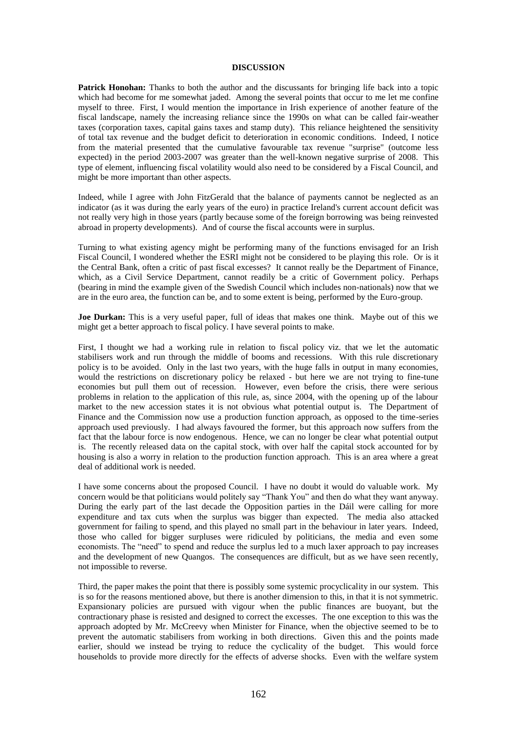## DISCUSSION

**Patrick Honohan:** Thanks to both the author and the discussants for bringing life back into a topic which had become for me somewhat jaded. Among the several points that occur to me let me confine myself to three. First, I would mention the importance in Irish experience of another feature of the fiscal landscape, namely the increasing reliance since the 1990s on what can be called fair-weather taxes (corporation taxes, capital gains taxes and stamp duty). This reliance heightened the sensitivity of total tax revenue and the budget deficit to deterioration in economic conditions. Indeed, I notice from the material presented that the cumulative favourable tax revenue "surprise" (outcome less expected) in the period 2003-2007 was greater than the well-known negative surprise of 2008. This type of element, influencing fiscal volatility would also need to be considered by a Fiscal Council, and might be more important than other aspects.

Indeed, while I agree with John FitzGerald that the balance of payments cannot be neglected as an indicator (as it was during the early years of the euro) in practice Ireland's current account deficit was not really very high in those years (partly because some of the foreign borrowing was being reinvested abroad in property developments). And of course the fiscal accounts were in surplus.

Turning to what existing agency might be performing many of the functions envisaged for an Irish Fiscal Council, I wondered whether the ESRI might not be considered to be playing this role. Or is it the Central Bank, often a critic of past fiscal excesses? It cannot really be the Department of Finance, which, as a Civil Service Department, cannot readily be a critic of Government policy. Perhaps (bearing in mind the example given of the Swedish Council which includes non-nationals) now that we are in the euro area, the function can be, and to some extent is being, performed by the Euro-group.

**Joe Durkan:** This is a very useful paper, full of ideas that makes one think. Maybe out of this we might get a better approach to fiscal policy. I have several points to make.

First, I thought we had a working rule in relation to fiscal policy viz. that we let the automatic stabilisers work and run through the middle of booms and recessions. With this rule discretionary policy is to be avoided. Only in the last two years, with the huge falls in output in many economies, would the restrictions on discretionary policy be relaxed - but here we are not trying to fine-tune economies but pull them out of recession. However, even before the crisis, there were serious problems in relation to the application of this rule, as, since 2004, with the opening up of the labour market to the new accession states it is not obvious what potential output is. The Department of Finance and the Commission now use a production function approach, as opposed to the time-series approach used previously. I had always favoured the former, but this approach now suffers from the fact that the labour force is now endogenous. Hence, we can no longer be clear what potential output is. The recently released data on the capital stock, with over half the capital stock accounted for by housing is also a worry in relation to the production function approach. This is an area where a great deal of additional work is needed.

I have some concerns about the proposed Council. I have no doubt it would do valuable work. My concern would be that politicians would politely say "Thank You" and then do what they want anyway. During the early part of the last decade the Opposition parties in the Dáil were calling for more expenditure and tax cuts when the surplus was bigger than expected. The media also attacked government for failing to spend, and this played no small part in the behaviour in later years. Indeed, those who called for bigger surpluses were ridiculed by politicians, the media and even some economists. The "need" to spend and reduce the surplus led to a much laxer approach to pay increases and the development of new Quangos. The consequences are difficult, but as we have seen recently, not impossible to reverse.

Third, the paper makes the point that there is possibly some systemic procyclicality in our system. This is so for the reasons mentioned above, but there is another dimension to this, in that it is not symmetric. Expansionary policies are pursued with vigour when the public finances are buoyant, but the contractionary phase is resisted and designed to correct the excesses. The one exception to this was the approach adopted by Mr. McCreevy when Minister for Finance, when the objective seemed to be to prevent the automatic stabilisers from working in both directions. Given this and the points made earlier, should we instead be trying to reduce the cyclicality of the budget. This would force households to provide more directly for the effects of adverse shocks. Even with the welfare system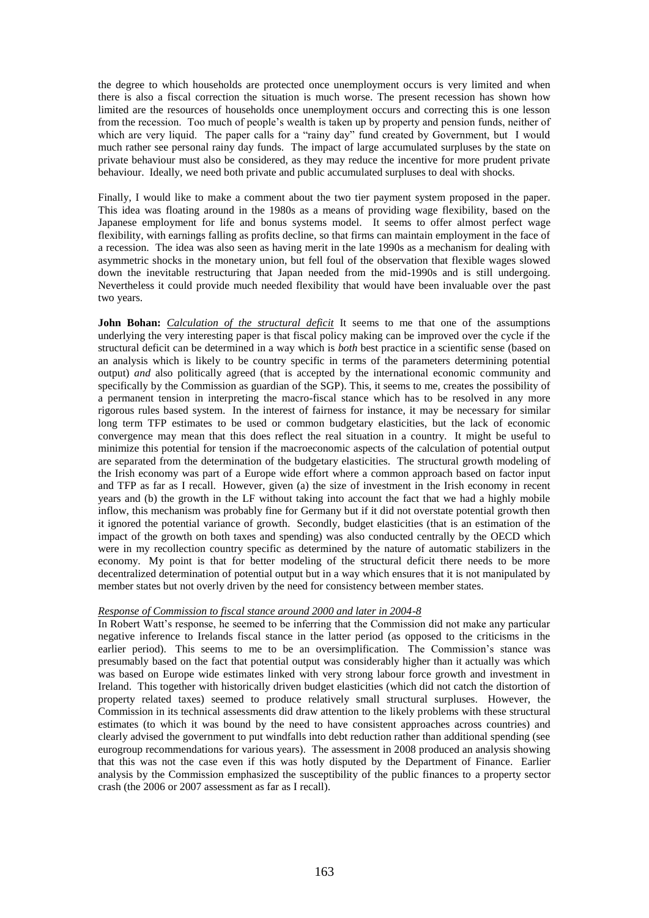the degree to which households are protected once unemployment occurs is very limited and when there is also a fiscal correction the situation is much worse. The present recession has shown how limited are the resources of households once unemployment occurs and correcting this is one lesson from the recession. Too much of people's wealth is taken up by property and pension funds, neither of which are very liquid. The paper calls for a "rainy day" fund created by Government, but I would much rather see personal rainy day funds. The impact of large accumulated surpluses by the state on private behaviour must also be considered, as they may reduce the incentive for more prudent private behaviour. Ideally, we need both private and public accumulated surpluses to deal with shocks.

Finally, I would like to make a comment about the two tier payment system proposed in the paper. This idea was floating around in the 1980s as a means of providing wage flexibility, based on the Japanese employment for life and bonus systems model. It seems to offer almost perfect wage flexibility, with earnings falling as profits decline, so that firms can maintain employment in the face of a recession. The idea was also seen as having merit in the late 1990s as a mechanism for dealing with asymmetric shocks in the monetary union, but fell foul of the observation that flexible wages slowed down the inevitable restructuring that Japan needed from the mid-1990s and is still undergoing. Nevertheless it could provide much needed flexibility that would have been invaluable over the past two years.

**John Bohan:** _Calculation of the structural deficit_ It seems to me that one of the assumptions underlying the very interesting paper is that fiscal policy making can be improved over the cycle if the structural deficit can be determined in a way which is *both* best practice in a scientific sense (based on an analysis which is likely to be country specific in terms of the parameters determining potential output) *and* also politically agreed (that is accepted by the international economic community and specifically by the Commission as guardian of the SGP). This, it seems to me, creates the possibility of a permanent tension in interpreting the macro-fiscal stance which has to be resolved in any more rigorous rules based system. In the interest of fairness for instance, it may be necessary for similar long term TFP estimates to be used or common budgetary elasticities, but the lack of economic convergence may mean that this does reflect the real situation in a country. It might be useful to minimize this potential for tension if the macroeconomic aspects of the calculation of potential output are separated from the determination of the budgetary elasticities. The structural growth modeling of the Irish economy was part of a Europe wide effort where a common approach based on factor input and TFP as far as I recall. However, given (a) the size of investment in the Irish economy in recent years and (b) the growth in the LF without taking into account the fact that we had a highly mobile inflow, this mechanism was probably fine for Germany but if it did not overstate potential growth then it ignored the potential variance of growth. Secondly, budget elasticities (that is an estimation of the impact of the growth on both taxes and spending) was also conducted centrally by the OECD which were in my recollection country specific as determined by the nature of automatic stabilizers in the economy. My point is that for better modeling of the structural deficit there needs to be more decentralized determination of potential output but in a way which ensures that it is not manipulated by member states but not overly driven by the need for consistency between member states.

_Response of Commission to fiscal stance around 2000 and later in 2004-8_

In Robert Watt's response, he seemed to be inferring that the Commission did not make any particular negative inference to Irelands fiscal stance in the latter period (as opposed to the criticisms in the earlier period). This seems to me to be an oversimplification. The Commission's stance was presumably based on the fact that potential output was considerably higher than it actually was which was based on Europe wide estimates linked with very strong labour force growth and investment in Ireland. This together with historically driven budget elasticities (which did not catch the distortion of property related taxes) seemed to produce relatively small structural surpluses. However, the Commission in its technical assessments did draw attention to the likely problems with these structural estimates (to which it was bound by the need to have consistent approaches across countries) and clearly advised the government to put windfalls into debt reduction rather than additional spending (see eurogroup recommendations for various years). The assessment in 2008 produced an analysis showing that this was not the case even if this was hotly disputed by the Department of Finance. Earlier analysis by the Commission emphasized the susceptibility of the public finances to a property sector crash (the 2006 or 2007 assessment as far as I recall).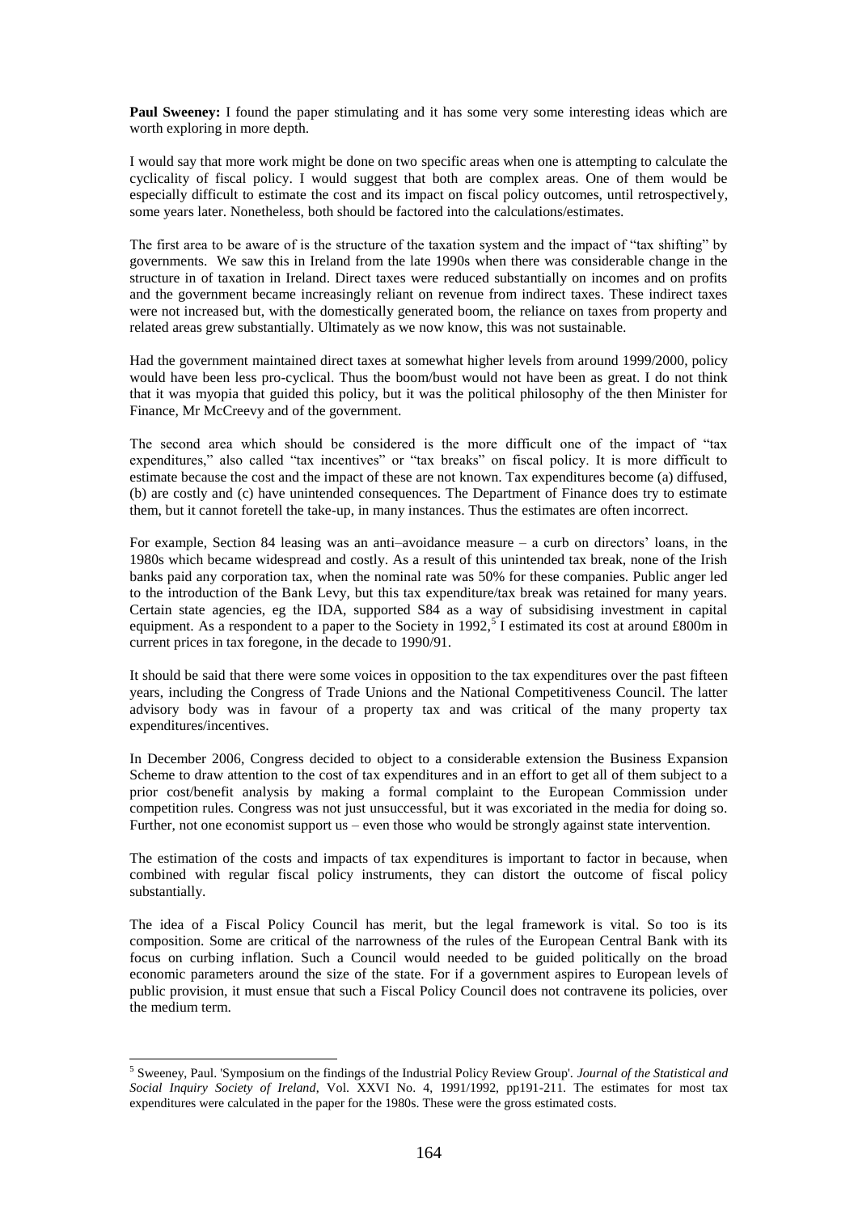**Paul Sweeney:** I found the paper stimulating and it has some very some interesting ideas which are worth exploring in more depth.

I would say that more work might be done on two specific areas when one is attempting to calculate the cyclicality of fiscal policy. I would suggest that both are complex areas. One of them would be especially difficult to estimate the cost and its impact on fiscal policy outcomes, until retrospectively, some years later. Nonetheless, both should be factored into the calculations/estimates.

The first area to be aware of is the structure of the taxation system and the impact of "tax shifting" by governments. We saw this in Ireland from the late 1990s when there was considerable change in the structure in of taxation in Ireland. Direct taxes were reduced substantially on incomes and on profits and the government became increasingly reliant on revenue from indirect taxes. These indirect taxes were not increased but, with the domestically generated boom, the reliance on taxes from property and related areas grew substantially. Ultimately as we now know, this was not sustainable.

Had the government maintained direct taxes at somewhat higher levels from around 1999/2000, policy would have been less pro-cyclical. Thus the boom/bust would not have been as great. I do not think that it was myopia that guided this policy, but it was the political philosophy of the then Minister for Finance, Mr McCreevy and of the government.

The second area which should be considered is the more difficult one of the impact of "tax expenditures," also called "tax incentives" or "tax breaks" on fiscal policy. It is more difficult to estimate because the cost and the impact of these are not known. Tax expenditures become (a) diffused, (b) are costly and (c) have unintended consequences. The Department of Finance does try to estimate them, but it cannot foretell the take-up, in many instances. Thus the estimates are often incorrect.

For example, Section 84 leasing was an anti–avoidance measure – a curb on directors' loans, in the 1980s which became widespread and costly. As a result of this unintended tax break, none of the Irish banks paid any corporation tax, when the nominal rate was 50% for these companies. Public anger led to the introduction of the Bank Levy, but this tax expenditure/tax break was retained for many years. Certain state agencies, eg the IDA, supported S84 as a way of subsidising investment in capital equipment. As a respondent to a paper to the Society in 1992,[5] I estimated its cost at around £800m in current prices in tax foregone, in the decade to 1990/91.

It should be said that there were some voices in opposition to the tax expenditures over the past fifteen years, including the Congress of Trade Unions and the National Competitiveness Council. The latter advisory body was in favour of a property tax and was critical of the many property tax expenditures/incentives.

In December 2006, Congress decided to object to a considerable extension the Business Expansion Scheme to draw attention to the cost of tax expenditures and in an effort to get all of them subject to a prior cost/benefit analysis by making a formal complaint to the European Commission under competition rules. Congress was not just unsuccessful, but it was excoriated in the media for doing so. Further, not one economist support us – even those who would be strongly against state intervention.

The estimation of the costs and impacts of tax expenditures is important to factor in because, when combined with regular fiscal policy instruments, they can distort the outcome of fiscal policy substantially.

The idea of a Fiscal Policy Council has merit, but the legal framework is vital. So too is its composition. Some are critical of the narrowness of the rules of the European Central Bank with its focus on curbing inflation. Such a Council would needed to be guided politically on the broad economic parameters around the size of the state. For if a government aspires to European levels of public provision, it must ensue that such a Fiscal Policy Council does not contravene its policies, over the medium term.

---

[5] Sweeney, Paul. 'Symposium on the findings of the Industrial Policy Review Group'. *Journal of the Statistical and Social Inquiry Society of Ireland*, Vol. XXVI No. 4, 1991/1992, pp191-211. The estimates for most tax expenditures were calculated in the paper for the 1980s. These were the gross estimated costs.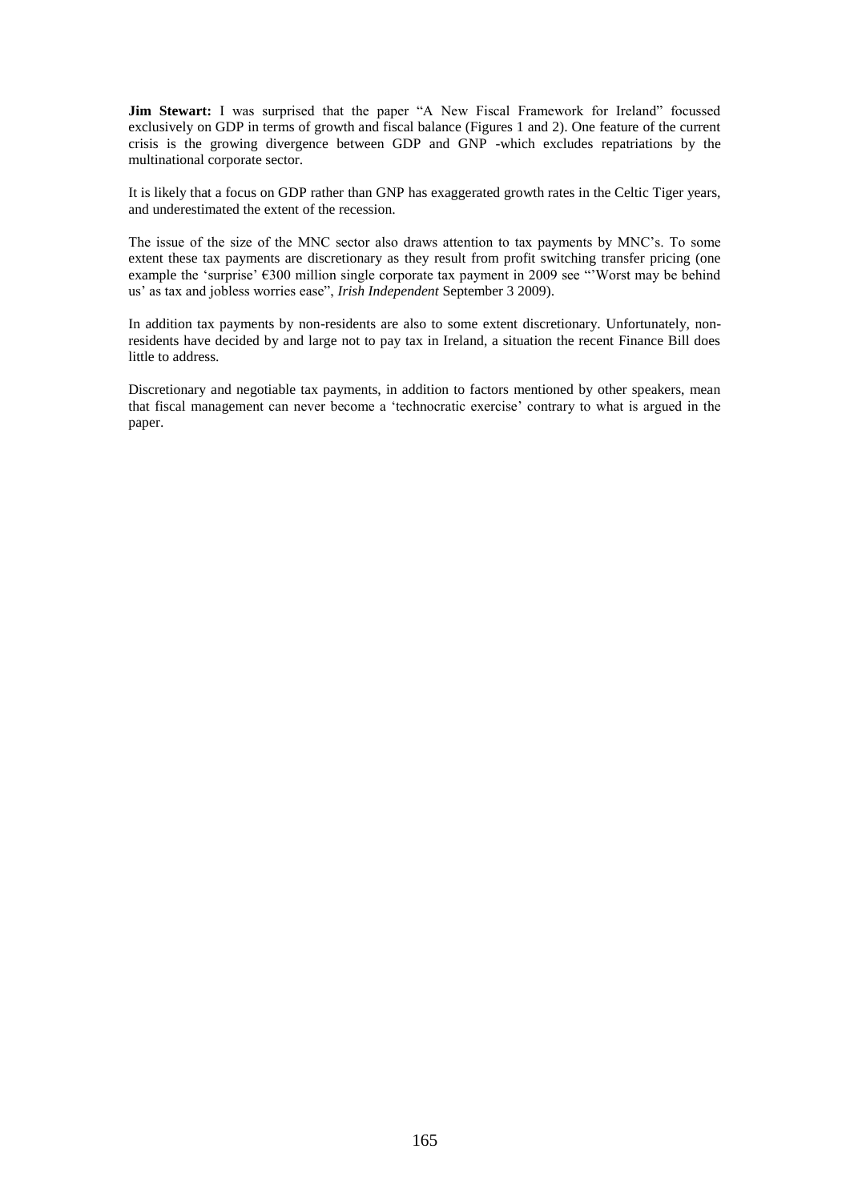**Jim Stewart:** I was surprised that the paper "A New Fiscal Framework for Ireland" focussed exclusively on GDP in terms of growth and fiscal balance (Figures 1 and 2). One feature of the current crisis is the growing divergence between GDP and GNP -which excludes repatriations by the multinational corporate sector.

It is likely that a focus on GDP rather than GNP has exaggerated growth rates in the Celtic Tiger years, and underestimated the extent of the recession.

The issue of the size of the MNC sector also draws attention to tax payments by MNC's. To some extent these tax payments are discretionary as they result from profit switching transfer pricing (one example the 'surprise' €300 million single corporate tax payment in 2009 see "'Worst may be behind us' as tax and jobless worries ease", *Irish Independent* September 3 2009).

In addition tax payments by non-residents are also to some extent discretionary. Unfortunately, non-residents have decided by and large not to pay tax in Ireland, a situation the recent Finance Bill does little to address.

Discretionary and negotiable tax payments, in addition to factors mentioned by other speakers, mean that fiscal management can never become a 'technocratic exercise' contrary to what is argued in the paper.